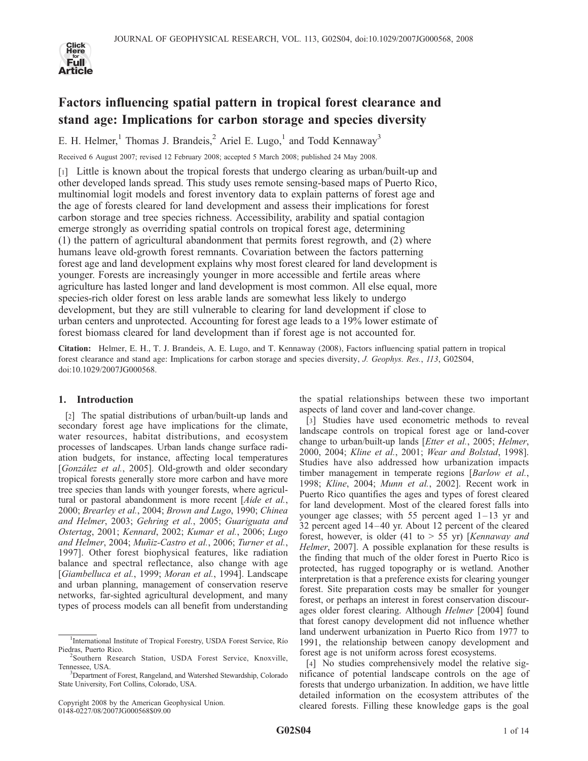# Factors influencing spatial pattern in tropical forest clearance and stand age: Implications for carbon storage and species diversity

E. H. Helmer,[1] Thomas J. Brandeis,[2] Ariel E. Lugo,[1] and Todd Kennaway[3]

Received 6 August 2007; revised 12 February 2008; accepted 5 March 2008; published 24 May 2008.

[1] Little is known about the tropical forests that undergo clearing as urban/built-up and other developed lands spread. This study uses remote sensing-based maps of Puerto Rico, multinomial logit models and forest inventory data to explain patterns of forest age and the age of forests cleared for land development and assess their implications for forest carbon storage and tree species richness. Accessibility, arability and spatial contagion emerge strongly as overriding spatial controls on tropical forest age, determining (1) the pattern of agricultural abandonment that permits forest regrowth, and (2) where humans leave old-growth forest remnants. Covariation between the factors patterning forest age and land development explains why most forest cleared for land development is younger. Forests are increasingly younger in more accessible and fertile areas where agriculture has lasted longer and land development is most common. All else equal, more species-rich older forest on less arable lands are somewhat less likely to undergo development, but they are still vulnerable to clearing for land development if close to urban centers and unprotected. Accounting for forest age leads to a 19% lower estimate of forest biomass cleared for land development than if forest age is not accounted for.

**Citation:** Helmer, E. H., T. J. Brandeis, A. E. Lugo, and T. Kennaway (2008), Factors influencing spatial pattern in tropical forest clearance and stand age: Implications for carbon storage and species diversity, *J. Geophys. Res.*, *113*, G02S04, doi:10.1029/2007JG000568.

## 1. Introduction

[2] The spatial distributions of urban/built-up lands and secondary forest age have implications for the climate, water resources, habitat distributions, and ecosystem processes of landscapes. Urban lands change surface radiation budgets, for instance, affecting local temperatures [*González et al.*, 2005]. Old-growth and older secondary tropical forests generally store more carbon and have more tree species than lands with younger forests, where agricultural or pastoral abandonment is more recent [*Aide et al.*, 2000; *Brearley et al.*, 2004; *Brown and Lugo*, 1990; *Chinea and Helmer*, 2003; *Gehring et al.*, 2005; *Guariguata and Ostertag*, 2001; *Kennard*, 2002; *Kumar et al.*, 2006; *Lugo and Helmer*, 2004; *Muñiz-Castro et al.*, 2006; *Turner et al.*, 1997]. Other forest biophysical features, like radiation balance and spectral reflectance, also change with age [*Giambelluca et al.*, 1999; *Moran et al.*, 1994]. Landscape and urban planning, management of conservation reserve networks, far-sighted agricultural development, and many types of process models can all benefit from understanding the spatial relationships between these two important aspects of land cover and land-cover change.

[3] Studies have used econometric methods to reveal landscape controls on tropical forest age or land-cover change to urban/built-up lands [*Etter et al.*, 2005; *Helmer*, 2000, 2004; *Kline et al.*, 2001; *Wear and Bolstad*, 1998]. Studies have also addressed how urbanization impacts timber management in temperate regions [*Barlow et al.*, 1998; *Kline*, 2004; *Munn et al.*, 2002]. Recent work in Puerto Rico quantifies the ages and types of forest cleared for land development. Most of the cleared forest falls into younger age classes; with 55 percent aged 1–13 yr and 32 percent aged 14–40 yr. About 12 percent of the cleared forest, however, is older (41 to > 55 yr) [*Kennaway and Helmer*, 2007]. A possible explanation for these results is the finding that much of the older forest in Puerto Rico is protected, has rugged topography or is wetland. Another interpretation is that a preference exists for clearing younger forest. Site preparation costs may be smaller for younger forest, or perhaps an interest in forest conservation discourages older forest clearing. Although *Helmer* [2004] found that forest canopy development did not influence whether land underwent urbanization in Puerto Rico from 1977 to 1991, the relationship between canopy development and forest age is not uniform across forest ecosystems.

[4] No studies comprehensively model the relative significance of potential landscape controls on the age of forests that undergo urbanization. In addition, we have little detailed information on the ecosystem attributes of the cleared forests. Filling these knowledge gaps is the goal

---

[1] International Institute of Tropical Forestry, USDA Forest Service, Río Piedras, Puerto Rico.

[2] Southern Research Station, USDA Forest Service, Knoxville, Tennessee, USA.

[3] Department of Forest, Rangeland, and Watershed Stewardship, Colorado State University, Fort Collins, Colorado, USA.

Copyright 2008 by the American Geophysical Union.
0148-0227/08/2007JG000568$09.00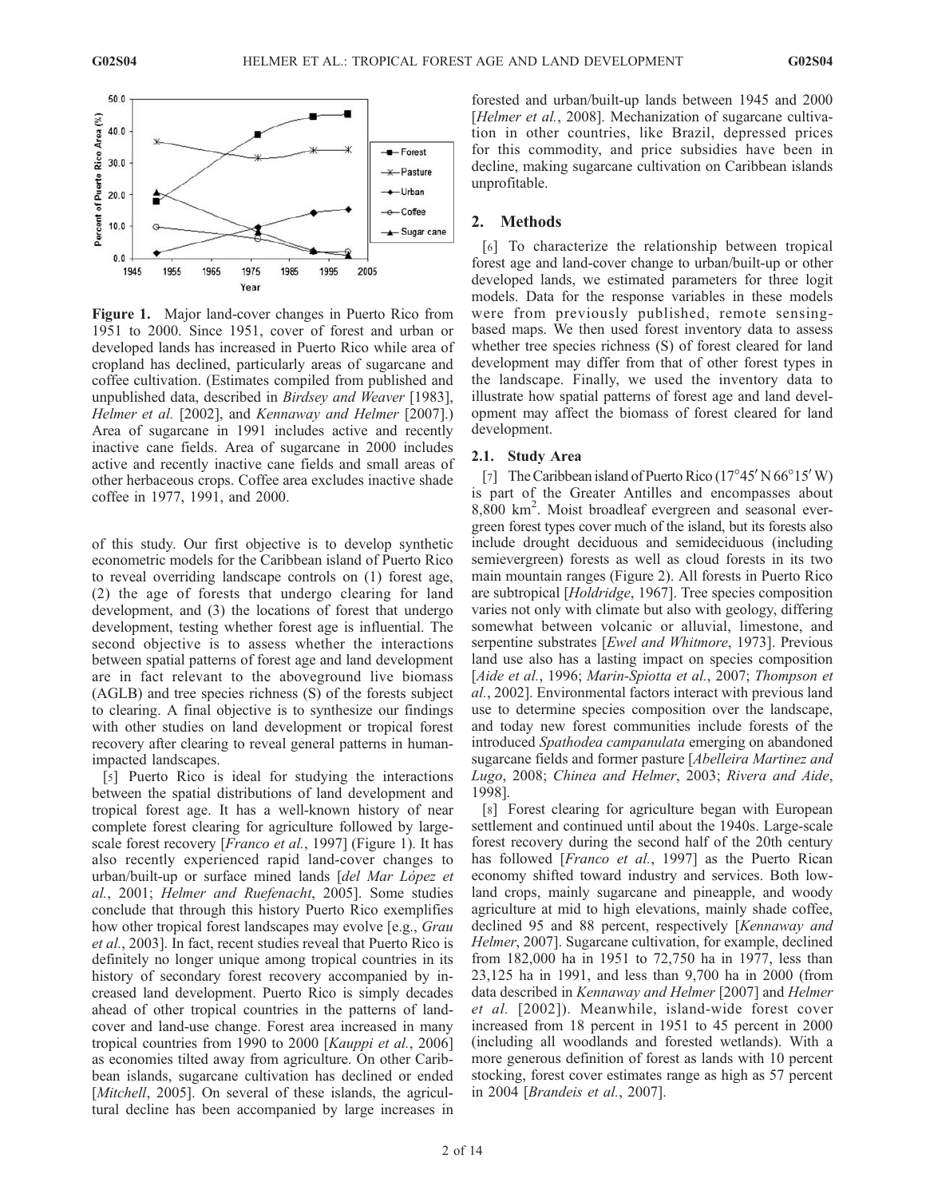**Figure 1.** Major land-cover changes in Puerto Rico from 1951 to 2000. Since 1951, cover of forest and urban or developed lands has increased in Puerto Rico while area of cropland has declined, particularly areas of sugarcane and coffee cultivation. (Estimates compiled from published and unpublished data, described in *Birdsey and Weaver* [1983], *Helmer et al.* [2002], and *Kennaway and Helmer* [2007].) Area of sugarcane in 1991 includes active and recently inactive cane fields. Area of sugarcane in 2000 includes active and recently inactive cane fields and small areas of other herbaceous crops. Coffee area excludes inactive shade coffee in 1977, 1991, and 2000.

of this study. Our first objective is to develop synthetic econometric models for the Caribbean island of Puerto Rico to reveal overriding landscape controls on (1) forest age, (2) the age of forests that undergo clearing for land development, and (3) the locations of forest that undergo development, testing whether forest age is influential. The second objective is to assess whether the interactions between spatial patterns of forest age and land development are in fact relevant to the aboveground live biomass (AGLB) and tree species richness (S) of the forests subject to clearing. A final objective is to synthesize our findings with other studies on land development or tropical forest recovery after clearing to reveal general patterns in human-impacted landscapes.

[5] Puerto Rico is ideal for studying the interactions between the spatial distributions of land development and tropical forest age. It has a well-known history of near complete forest clearing for agriculture followed by large-scale forest recovery [*Franco et al.*, 1997] (Figure 1). It has also recently experienced rapid land-cover changes to urban/built-up or surface mined lands [*del Mar López et al.*, 2001; *Helmer and Ruefenacht*, 2005]. Some studies conclude that through this history Puerto Rico exemplifies how other tropical forest landscapes may evolve [e.g., *Grau et al.*, 2003]. In fact, recent studies reveal that Puerto Rico is definitely no longer unique among tropical countries in its history of secondary forest recovery accompanied by increased land development. Puerto Rico is simply decades ahead of other tropical countries in the patterns of land-cover and land-use change. Forest area increased in many tropical countries from 1990 to 2000 [*Kauppi et al.*, 2006] as economies tilted away from agriculture. On other Caribbean islands, sugarcane cultivation has declined or ended [*Mitchell*, 2005]. On several of these islands, the agricultural decline has been accompanied by large increases in forested and urban/built-up lands between 1945 and 2000 [*Helmer et al.*, 2008]. Mechanization of sugarcane cultivation in other countries, like Brazil, depressed prices for this commodity, and price subsidies have been in decline, making sugarcane cultivation on Caribbean islands unprofitable.

## 2. Methods

[6] To characterize the relationship between tropical forest age and land-cover change to urban/built-up or other developed lands, we estimated parameters for three logit models. Data for the response variables in these models were from previously published, remote sensing-based maps. We then used forest inventory data to assess whether tree species richness (S) of forest cleared for land development may differ from that of other forest types in the landscape. Finally, we used the inventory data to illustrate how spatial patterns of forest age and land development may affect the biomass of forest cleared for land development.

### 2.1. Study Area

[7] The Caribbean island of Puerto Rico (17°45′ N 66°15′ W) is part of the Greater Antilles and encompasses about 8,800 km$^2$. Moist broadleaf evergreen and seasonal evergreen forest types cover much of the island, but its forests also include drought deciduous and semideciduous (including semievergreen) forests as well as cloud forests in its two main mountain ranges (Figure 2). All forests in Puerto Rico are subtropical [*Holdridge*, 1967]. Tree species composition varies not only with climate but also with geology, differing somewhat between volcanic or alluvial, limestone, and serpentine substrates [*Ewel and Whitmore*, 1973]. Previous land use also has a lasting impact on species composition [*Aide et al.*, 1996; *Marin-Spiotta et al.*, 2007; *Thompson et al.*, 2002]. Environmental factors interact with previous land use to determine species composition over the landscape, and today new forest communities include forests of the introduced *Spathodea campanulata* emerging on abandoned sugarcane fields and former pasture [*Abelleira Martinez and Lugo*, 2008; *Chinea and Helmer*, 2003; *Rivera and Aide*, 1998].

[8] Forest clearing for agriculture began with European settlement and continued until about the 1940s. Large-scale forest recovery during the second half of the 20th century has followed [*Franco et al.*, 1997] as the Puerto Rican economy shifted toward industry and services. Both lowland crops, mainly sugarcane and pineapple, and woody agriculture at mid to high elevations, mainly shade coffee, declined 95 and 88 percent, respectively [*Kennaway and Helmer*, 2007]. Sugarcane cultivation, for example, declined from 182,000 ha in 1951 to 72,750 ha in 1977, less than 23,125 ha in 1991, and less than 9,700 ha in 2000 (from data described in *Kennaway and Helmer* [2007] and *Helmer et al.* [2002]). Meanwhile, island-wide forest cover increased from 18 percent in 1951 to 45 percent in 2000 (including all woodlands and forested wetlands). With a more generous definition of forest as lands with 10 percent stocking, forest cover estimates range as high as 57 percent in 2004 [*Brandeis et al.*, 2007].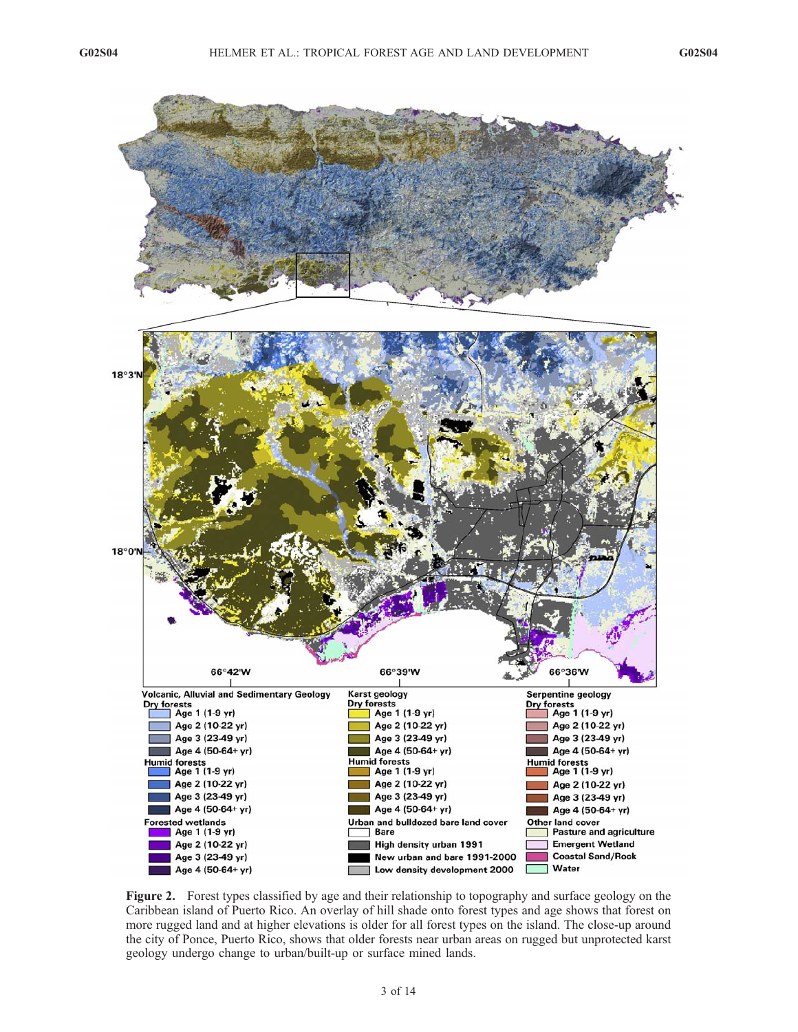Figure 2. Forest types classified by age and their relationship to topography and surface geology on the Caribbean island of Puerto Rico. An overlay of hill shade onto forest types and age shows that forest on more rugged land and at higher elevations is older for all forest types on the island. The close-up around the city of Ponce, Puerto Rico, shows that older forests near urban areas on rugged but unprotected karst geology undergo change to urban/built-up or surface mined lands.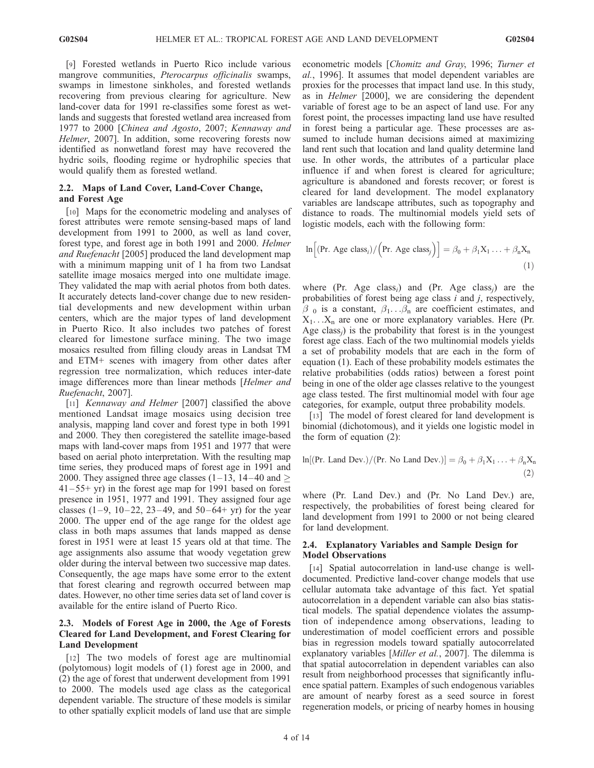[9] Forested wetlands in Puerto Rico include various mangrove communities, *Pterocarpus officinalis* swamps, swamps in limestone sinkholes, and forested wetlands recovering from previous clearing for agriculture. New land-cover data for 1991 re-classifies some forest as wetlands and suggests that forested wetland area increased from 1977 to 2000 [*Chinea and Agosto*, 2007; *Kennaway and Helmer*, 2007]. In addition, some recovering forests now identified as nonwetland forest may have recovered the hydric soils, flooding regime or hydrophilic species that would qualify them as forested wetland.

### 2.2. Maps of Land Cover, Land-Cover Change, and Forest Age

[10] Maps for the econometric modeling and analyses of forest attributes were remote sensing-based maps of land development from 1991 to 2000, as well as land cover, forest type, and forest age in both 1991 and 2000. *Helmer and Ruefenacht* [2005] produced the land development map with a minimum mapping unit of 1 ha from two Landsat satellite image mosaics merged into one multidate image. They validated the map with aerial photos from both dates. It accurately detects land-cover change due to new residential developments and new development within urban centers, which are the major types of land development in Puerto Rico. It also includes two patches of forest cleared for limestone surface mining. The two image mosaics resulted from filling cloudy areas in Landsat TM and ETM+ scenes with imagery from other dates after regression tree normalization, which reduces inter-date image differences more than linear methods [*Helmer and Ruefenacht*, 2007].

[11] *Kennaway and Helmer* [2007] classified the above mentioned Landsat image mosaics using decision tree analysis, mapping land cover and forest type in both 1991 and 2000. They then coregistered the satellite image-based maps with land-cover maps from 1951 and 1977 that were based on aerial photo interpretation. With the resulting map time series, they produced maps of forest age in 1991 and 2000. They assigned three age classes (1–13, 14–40 and $\geq$ 41–55+ yr) in the forest age map for 1991 based on forest presence in 1951, 1977 and 1991. They assigned four age classes (1–9, 10–22, 23–49, and 50–64+ yr) for the year 2000. The upper end of the age range for the oldest age class in both maps assumes that lands mapped as dense forest in 1951 were at least 15 years old at that time. The age assignments also assume that woody vegetation grew older during the interval between two successive map dates. Consequently, the age maps have some error to the extent that forest clearing and regrowth occurred between map dates. However, no other time series data set of land cover is available for the entire island of Puerto Rico.

### 2.3. Models of Forest Age in 2000, the Age of Forests Cleared for Land Development, and Forest Clearing for Land Development

[12] The two models of forest age are multinomial (polytomous) logit models of (1) forest age in 2000, and (2) the age of forest that underwent development from 1991 to 2000. The models used age class as the categorical dependent variable. The structure of these models is similar to other spatially explicit models of land use that are simple econometric models [*Chomitz and Gray*, 1996; *Turner et al.*, 1996]. It assumes that model dependent variables are proxies for the processes that impact land use. In this study, as in *Helmer* [2000], we are considering the dependent variable of forest age to be an aspect of land use. For any forest point, the processes impacting land use have resulted in forest being a particular age. These processes are assumed to include human decisions aimed at maximizing land rent such that location and land quality determine land use. In other words, the attributes of a particular place influence if and when forest is cleared for agriculture; agriculture is abandoned and forests recover; or forest is cleared for land development. The model explanatory variables are landscape attributes, such as topography and distance to roads. The multinomial models yield sets of logistic models, each with the following form:

$$\ln\left[(\text{Pr. Age class}_i)/\left(\text{Pr. Age class}_j\right)\right] = \beta_0 + \beta_1 X_1 \ldots + \beta_n X_n \tag{1}$$

where (Pr. Age class$_i$) and (Pr. Age class$_j$) are the probabilities of forest being age class $i$ and $j$, respectively, $\beta_0$ is a constant, $\beta_1 \ldots \beta_n$ are coefficient estimates, and $X_1 \ldots X_n$ are one or more explanatory variables. Here (Pr. Age class$_j$) is the probability that forest is in the youngest forest age class. Each of the two multinomial models yields a set of probability models that are each in the form of equation (1). Each of these probability models estimates the relative probabilities (odds ratios) between a forest point being in one of the older age classes relative to the youngest age class tested. The first multinomial model with four age categories, for example, output three probability models.

[13] The model of forest cleared for land development is binomial (dichotomous), and it yields one logistic model in the form of equation (2):

$$\ln[(\text{Pr. Land Dev.})/(\text{Pr. No Land Dev.})] = \beta_0 + \beta_1 X_1 \ldots + \beta_n X_n \tag{2}$$

where (Pr. Land Dev.) and (Pr. No Land Dev.) are, respectively, the probabilities of forest being cleared for land development from 1991 to 2000 or not being cleared for land development.

### 2.4. Explanatory Variables and Sample Design for Model Observations

[14] Spatial autocorrelation in land-use change is well-documented. Predictive land-cover change models that use cellular automata take advantage of this fact. Yet spatial autocorrelation in a dependent variable can also bias statistical models. The spatial dependence violates the assumption of independence among observations, leading to underestimation of model coefficient errors and possible bias in regression models toward spatially autocorrelated explanatory variables [*Miller et al.*, 2007]. The dilemma is that spatial autocorrelation in dependent variables can also result from neighborhood processes that significantly influence spatial pattern. Examples of such endogenous variables are amount of nearby forest as a seed source in forest regeneration models, or pricing of nearby homes in housing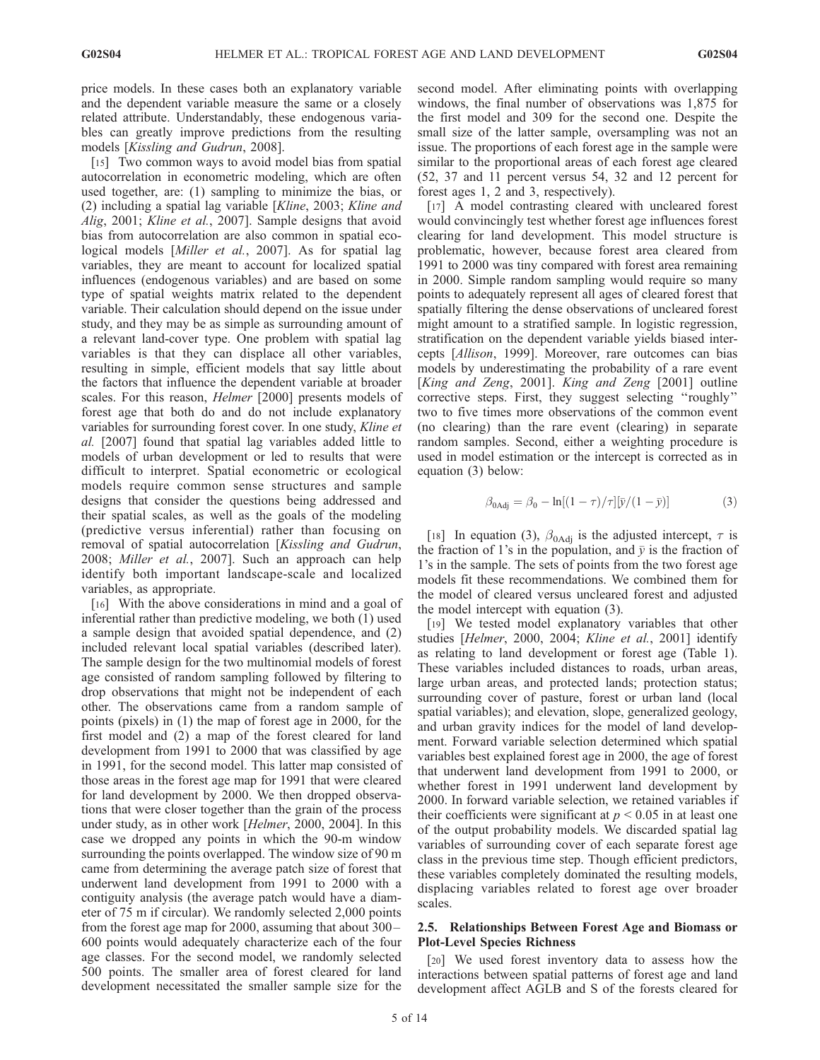price models. In these cases both an explanatory variable and the dependent variable measure the same or a closely related attribute. Understandably, these endogenous variables can greatly improve predictions from the resulting models [*Kissling and Gudrun*, 2008].

[15] Two common ways to avoid model bias from spatial autocorrelation in econometric modeling, which are often used together, are: (1) sampling to minimize the bias, or (2) including a spatial lag variable [*Kline*, 2003; *Kline and Alig*, 2001; *Kline et al.*, 2007]. Sample designs that avoid bias from autocorrelation are also common in spatial ecological models [*Miller et al.*, 2007]. As for spatial lag variables, they are meant to account for localized spatial influences (endogenous variables) and are based on some type of spatial weights matrix related to the dependent variable. Their calculation should depend on the issue under study, and they may be as simple as surrounding amount of a relevant land-cover type. One problem with spatial lag variables is that they can displace all other variables, resulting in simple, efficient models that say little about the factors that influence the dependent variable at broader scales. For this reason, *Helmer* [2000] presents models of forest age that both do and do not include explanatory variables for surrounding forest cover. In one study, *Kline et al.* [2007] found that spatial lag variables added little to models of urban development or led to results that were difficult to interpret. Spatial econometric or ecological models require common sense structures and sample designs that consider the questions being addressed and their spatial scales, as well as the goals of the modeling (predictive versus inferential) rather than focusing on removal of spatial autocorrelation [*Kissling and Gudrun*, 2008; *Miller et al.*, 2007]. Such an approach can help identify both important landscape-scale and localized variables, as appropriate.

[16] With the above considerations in mind and a goal of inferential rather than predictive modeling, we both (1) used a sample design that avoided spatial dependence, and (2) included relevant local spatial variables (described later). The sample design for the two multinomial models of forest age consisted of random sampling followed by filtering to drop observations that might not be independent of each other. The observations came from a random sample of points (pixels) in (1) the map of forest age in 2000, for the first model and (2) a map of the forest cleared for land development from 1991 to 2000 that was classified by age in 1991, for the second model. This latter map consisted of those areas in the forest age map for 1991 that were cleared for land development by 2000. We then dropped observations that were closer together than the grain of the process under study, as in other work [*Helmer*, 2000, 2004]. In this case we dropped any points in which the 90-m window surrounding the points overlapped. The window size of 90 m came from determining the average patch size of forest that underwent land development from 1991 to 2000 with a contiguity analysis (the average patch would have a diameter of 75 m if circular). We randomly selected 2,000 points from the forest age map for 2000, assuming that about 300–600 points would adequately characterize each of the four age classes. For the second model, we randomly selected 500 points. The smaller area of forest cleared for land development necessitated the smaller sample size for the second model. After eliminating points with overlapping windows, the final number of observations was 1,875 for the first model and 309 for the second one. Despite the small size of the latter sample, oversampling was not an issue. The proportions of each forest age in the sample were similar to the proportional areas of each forest age cleared (52, 37 and 11 percent versus 54, 32 and 12 percent for forest ages 1, 2 and 3, respectively).

[17] A model contrasting cleared with uncleared forest would convincingly test whether forest age influences forest clearing for land development. This model structure is problematic, however, because forest area cleared from 1991 to 2000 was tiny compared with forest area remaining in 2000. Simple random sampling would require so many points to adequately represent all ages of cleared forest that spatially filtering the dense observations of uncleared forest might amount to a stratified sample. In logistic regression, stratification on the dependent variable yields biased intercepts [*Allison*, 1999]. Moreover, rare outcomes can bias models by underestimating the probability of a rare event [*King and Zeng*, 2001]. *King and Zeng* [2001] outline corrective steps. First, they suggest selecting "roughly" two to five times more observations of the common event (no clearing) than the rare event (clearing) in separate random samples. Second, either a weighting procedure is used in model estimation or the intercept is corrected as in equation (3) below:

$$\beta_{0\mathrm{Adj}} = \beta_0 - \ln[(1-\tau)/\tau][\bar{y}/(1-\bar{y})] \tag{3}$$

[18] In equation (3), $\beta_{0\mathrm{Adj}}$ is the adjusted intercept, $\tau$ is the fraction of 1's in the population, and $\bar{y}$ is the fraction of 1's in the sample. The sets of points from the two forest age models fit these recommendations. We combined them for the model of cleared versus uncleared forest and adjusted the model intercept with equation (3).

[19] We tested model explanatory variables that other studies [*Helmer*, 2000, 2004; *Kline et al.*, 2001] identify as relating to land development or forest age (Table 1). These variables included distances to roads, urban areas, large urban areas, and protected lands; protection status; surrounding cover of pasture, forest or urban land (local spatial variables); and elevation, slope, generalized geology, and urban gravity indices for the model of land development. Forward variable selection determined which spatial variables best explained forest age in 2000, the age of forest that underwent land development from 1991 to 2000, or whether forest in 1991 underwent land development by 2000. In forward variable selection, we retained variables if their coefficients were significant at $p < 0.05$ in at least one of the output probability models. We discarded spatial lag variables of surrounding cover of each separate forest age class in the previous time step. Though efficient predictors, these variables completely dominated the resulting models, displacing variables related to forest age over broader scales.

### 2.5. Relationships Between Forest Age and Biomass or Plot-Level Species Richness

[20] We used forest inventory data to assess how the interactions between spatial patterns of forest age and land development affect AGLB and S of the forests cleared for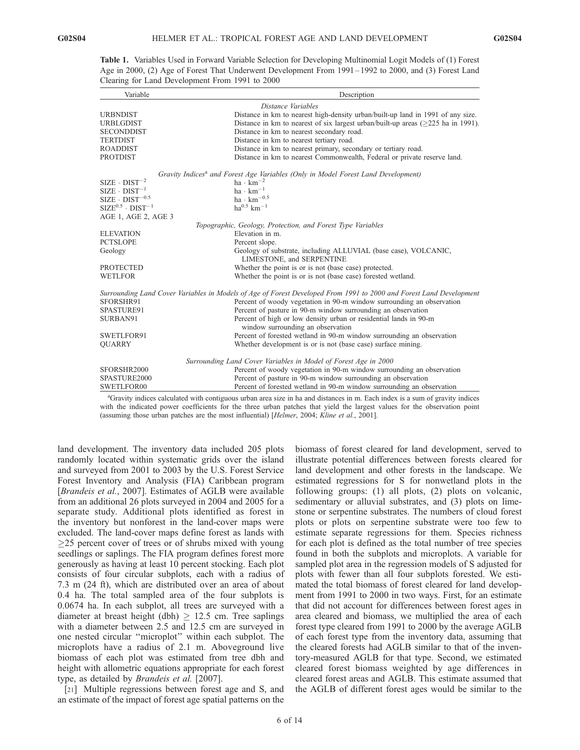**Table 1.** Variables Used in Forward Variable Selection for Developing Multinomial Logit Models of (1) Forest Age in 2000, (2) Age of Forest That Underwent Development From 1991–1992 to 2000, and (3) Forest Land Clearing for Land Development From 1991 to 2000

| Variable | Description |
|---|---|
| | *Distance Variables* |
| URBNDIST | Distance in km to nearest high-density urban/built-up land in 1991 of any size. |
| URBLGDIST | Distance in km to nearest of six largest urban/built-up areas ($\geq$225 ha in 1991). |
| SECONDDIST | Distance in km to nearest secondary road. |
| TERTDIST | Distance in km to nearest tertiary road. |
| ROADDIST | Distance in km to nearest primary, secondary or tertiary road. |
| PROTDIST | Distance in km to nearest Commonwealth, Federal or private reserve land. |
| | *Gravity Indices[a] and Forest Age Variables (Only in Model Forest Land Development)* |
| $\mathrm{SIZE} \cdot \mathrm{DIST}^{-2}$ | $\mathrm{ha} \cdot \mathrm{km}^{-2}$ |
| $\mathrm{SIZE} \cdot \mathrm{DIST}^{-1}$ | $\mathrm{ha} \cdot \mathrm{km}^{-1}$ |
| $\mathrm{SIZE} \cdot \mathrm{DIST}^{-0.5}$ | $\mathrm{ha} \cdot \mathrm{km}^{-0.5}$ |
| $\mathrm{SIZE}^{0.5} \cdot \mathrm{DIST}^{-1}$ | $\mathrm{ha}^{0.5}\ \mathrm{km}^{-1}$ |
| AGE 1, AGE 2, AGE 3 | |
| | *Topographic, Geology, Protection, and Forest Type Variables* |
| ELEVATION | Elevation in m. |
| PCTSLOPE | Percent slope. |
| Geology | Geology of substrate, including ALLUVIAL (base case), VOLCANIC, LIMESTONE, and SERPENTINE |
| PROTECTED | Whether the point is or is not (base case) protected. |
| WETLFOR | Whether the point is or is not (base case) forested wetland. |
| | *Surrounding Land Cover Variables in Models of Age of Forest Developed From 1991 to 2000 and Forest Land Development* |
| SFORSHR91 | Percent of woody vegetation in 90-m window surrounding an observation |
| SPASTURE91 | Percent of pasture in 90-m window surrounding an observation |
| SURBAN91 | Percent of high or low density urban or residential lands in 90-m window surrounding an observation |
| SWETLFOR91 | Percent of forested wetland in 90-m window surrounding an observation |
| QUARRY | Whether development is or is not (base case) surface mining. |
| | *Surrounding Land Cover Variables in Model of Forest Age in 2000* |
| SFORSHR2000 | Percent of woody vegetation in 90-m window surrounding an observation |
| SPASTURE2000 | Percent of pasture in 90-m window surrounding an observation |
| SWETLFOR00 | Percent of forested wetland in 90-m window surrounding an observation |

[a]Gravity indices calculated with contiguous urban area size in ha and distances in m. Each index is a sum of gravity indices with the indicated power coefficients for the three urban patches that yield the largest values for the observation point (assuming those urban patches are the most influential) [*Helmer*, 2004; *Kline et al.*, 2001].

land development. The inventory data included 205 plots randomly located within systematic grids over the island and surveyed from 2001 to 2003 by the U.S. Forest Service Forest Inventory and Analysis (FIA) Caribbean program [*Brandeis et al.*, 2007]. Estimates of AGLB were available from an additional 26 plots surveyed in 2004 and 2005 for a separate study. Additional plots identified as forest in the inventory but nonforest in the land-cover maps were excluded. The land-cover maps define forest as lands with $\geq$25 percent cover of trees or of shrubs mixed with young seedlings or saplings. The FIA program defines forest more generously as having at least 10 percent stocking. Each plot consists of four circular subplots, each with a radius of 7.3 m (24 ft), which are distributed over an area of about 0.4 ha. The total sampled area of the four subplots is 0.0674 ha. In each subplot, all trees are surveyed with a diameter at breast height (dbh) $\geq$ 12.5 cm. Tree saplings with a diameter between 2.5 and 12.5 cm are surveyed in one nested circular "microplot" within each subplot. The microplots have a radius of 2.1 m. Aboveground live biomass of each plot was estimated from tree dbh and height with allometric equations appropriate for each forest type, as detailed by *Brandeis et al.* [2007].

[21] Multiple regressions between forest age and S, and an estimate of the impact of forest age spatial patterns on the biomass of forest cleared for land development, served to illustrate potential differences between forests cleared for land development and other forests in the landscape. We estimated regressions for S for nonwetland plots in the following groups: (1) all plots, (2) plots on volcanic, sedimentary or alluvial substrates, and (3) plots on limestone or serpentine substrates. The numbers of cloud forest plots or plots on serpentine substrate were too few to estimate separate regressions for them. Species richness for each plot is defined as the total number of tree species found in both the subplots and microplots. A variable for sampled plot area in the regression models of S adjusted for plots with fewer than all four subplots forested. We estimated the total biomass of forest cleared for land development from 1991 to 2000 in two ways. First, for an estimate that did not account for differences between forest ages in area cleared and biomass, we multiplied the area of each forest type cleared from 1991 to 2000 by the average AGLB of each forest type from the inventory data, assuming that the cleared forests had AGLB similar to that of the inventory-measured AGLB for that type. Second, we estimated cleared forest biomass weighted by age differences in cleared forest areas and AGLB. This estimate assumed that the AGLB of different forest ages would be similar to the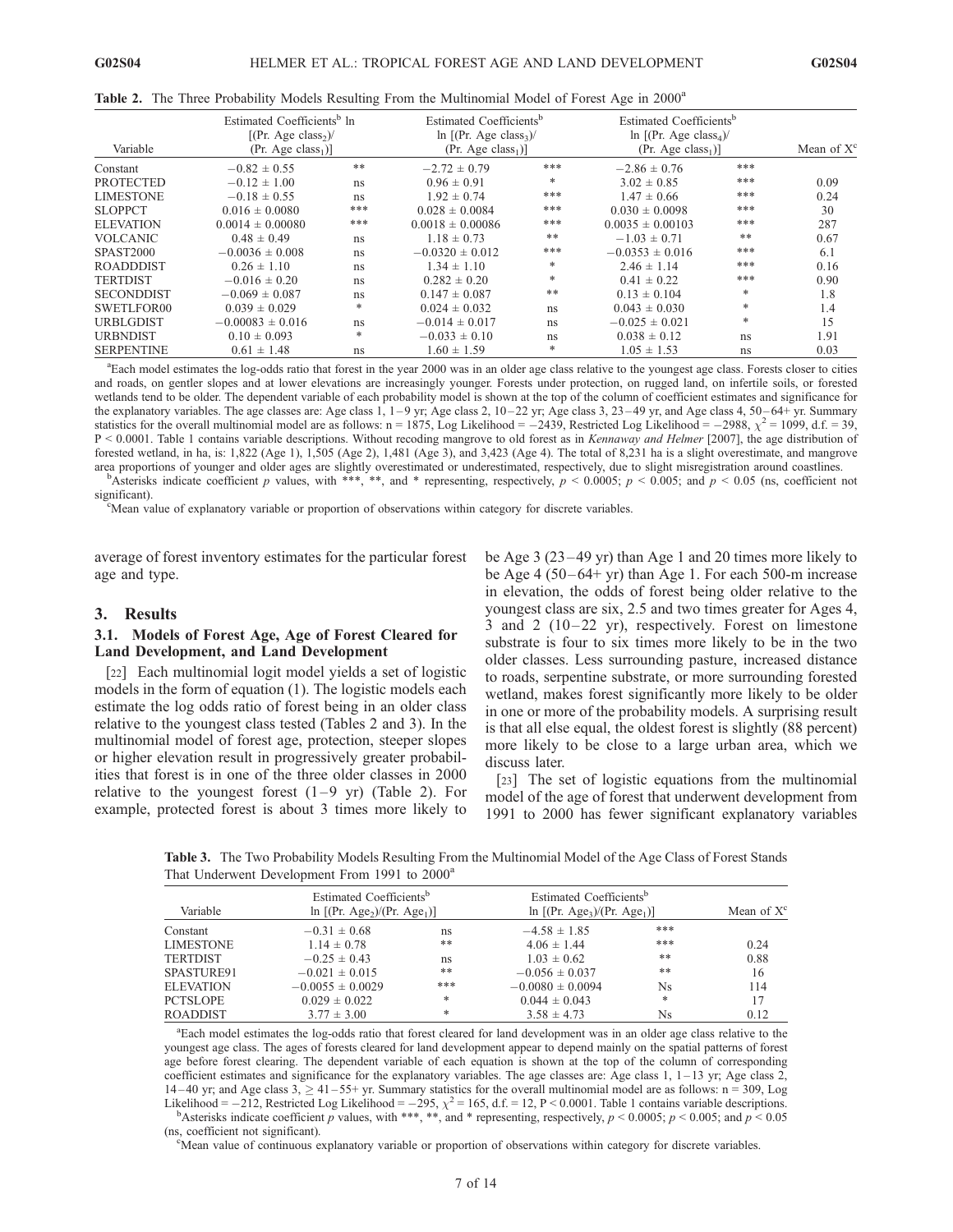**Table 2.** The Three Probability Models Resulting From the Multinomial Model of Forest Age in 2000[a]

| Variable | Estimated Coefficients[b] ln [(Pr. Age $\text{class}_2$)/(Pr. Age $\text{class}_1$)] | | Estimated Coefficients[b] ln [(Pr. Age $\text{class}_3$)/(Pr. Age $\text{class}_1$)] | | Estimated Coefficients[b] ln [(Pr. Age $\text{class}_4$)/(Pr. Age $\text{class}_1$)] | | Mean of X[c] |
|---|---|---|---|---|---|---|---|
| Constant | −0.82 ± 0.55 | ** | −2.72 ± 0.79 | *** | −2.86 ± 0.76 | *** | |
| PROTECTED | −0.12 ± 1.00 | ns | 0.96 ± 0.91 | * | 3.02 ± 0.85 | *** | 0.09 |
| LIMESTONE | −0.18 ± 0.55 | ns | 1.92 ± 0.74 | *** | 1.47 ± 0.66 | *** | 0.24 |
| SLOPPCT | 0.016 ± 0.0080 | *** | 0.028 ± 0.0084 | *** | 0.030 ± 0.0098 | *** | 30 |
| ELEVATION | 0.0014 ± 0.00080 | *** | 0.0018 ± 0.00086 | *** | 0.0035 ± 0.00103 | *** | 287 |
| VOLCANIC | 0.48 ± 0.49 | ns | 1.18 ± 0.73 | ** | −1.03 ± 0.71 | ** | 0.67 |
| SPAST2000 | −0.0036 ± 0.008 | ns | −0.0320 ± 0.012 | *** | −0.0353 ± 0.016 | *** | 6.1 |
| ROADDDIST | 0.26 ± 1.10 | ns | 1.34 ± 1.10 | * | 2.46 ± 1.14 | *** | 0.16 |
| TERTDIST | −0.016 ± 0.20 | ns | 0.282 ± 0.20 | * | 0.41 ± 0.22 | *** | 0.90 |
| SECONDDIST | −0.069 ± 0.087 | ns | 0.147 ± 0.087 | ** | 0.13 ± 0.104 | * | 1.8 |
| SWETLFOR00 | 0.039 ± 0.029 | * | 0.024 ± 0.032 | ns | 0.043 ± 0.030 | * | 1.4 |
| URBLGDIST | −0.00083 ± 0.016 | ns | −0.014 ± 0.017 | ns | −0.025 ± 0.021 | * | 15 |
| URBNDIST | 0.10 ± 0.093 | * | −0.033 ± 0.10 | ns | 0.038 ± 0.12 | ns | 1.91 |
| SERPENTINE | 0.61 ± 1.48 | ns | 1.60 ± 1.59 | * | 1.05 ± 1.53 | ns | 0.03 |

[a]Each model estimates the log-odds ratio that forest in the year 2000 was in an older age class relative to the youngest age class. Forests closer to cities and roads, on gentler slopes and at lower elevations are increasingly younger. Forests under protection, on rugged land, on infertile soils, or forested wetlands tend to be older. The dependent variable of each probability model is shown at the top of the column of coefficient estimates and significance for the explanatory variables. The age classes are: Age class 1, 1–9 yr; Age class 2, 10–22 yr; Age class 3, 23–49 yr, and Age class 4, 50–64+ yr. Summary statistics for the overall multinomial model are as follows: n = 1875, Log Likelihood = −2439, Restricted Log Likelihood = −2988, $\chi^2$ = 1099, d.f. = 39, P < 0.0001. Table 1 contains variable descriptions. Without recoding mangrove to old forest as in *Kennaway and Helmer* [2007], the age distribution of forested wetland, in ha, is: 1,822 (Age 1), 1,505 (Age 2), 1,481 (Age 3), and 3,423 (Age 4). The total of 8,231 ha is a slight overestimate, and mangrove area proportions of younger and older ages are slightly overestimated or underestimated, respectively, due to slight misregistration around coastlines.

[b]Asterisks indicate coefficient p values, with ***, **, and * representing, respectively, $p < 0.0005$; $p < 0.005$; and $p < 0.05$ (ns, coefficient not significant).

[c]Mean value of explanatory variable or proportion of observations within category for discrete variables.

average of forest inventory estimates for the particular forest age and type.

## 3. Results

### 3.1. Models of Forest Age, Age of Forest Cleared for Land Development, and Land Development

[22] Each multinomial logit model yields a set of logistic models in the form of equation (1). The logistic models each estimate the log odds ratio of forest being in an older class relative to the youngest class tested (Tables 2 and 3). In the multinomial model of forest age, protection, steeper slopes or higher elevation result in progressively greater probabilities that forest is in one of the three older classes in 2000 relative to the youngest forest (1–9 yr) (Table 2). For example, protected forest is about 3 times more likely to be Age 3 (23–49 yr) than Age 1 and 20 times more likely to be Age 4 (50–64+ yr) than Age 1. For each 500-m increase in elevation, the odds of forest being older relative to the youngest class are six, 2.5 and two times greater for Ages 4, 3 and 2 (10–22 yr), respectively. Forest on limestone substrate is four to six times more likely to be in the two older classes. Less surrounding pasture, increased distance to roads, serpentine substrate, or more surrounding forested wetland, makes forest significantly more likely to be older in one or more of the probability models. A surprising result is that all else equal, the oldest forest is slightly (88 percent) more likely to be close to a large urban area, which we discuss later.

[23] The set of logistic equations from the multinomial model of the age of forest that underwent development from 1991 to 2000 has fewer significant explanatory variables

**Table 3.** The Two Probability Models Resulting From the Multinomial Model of the Age Class of Forest Stands That Underwent Development From 1991 to 2000[a]

| Variable | Estimated Coefficients[b] ln [(Pr. $\text{Age}_2$)/(Pr. $\text{Age}_1$)] | | Estimated Coefficients[b] ln [(Pr. $\text{Age}_3$)/(Pr. $\text{Age}_1$)] | | Mean of X[c] |
|---|---|---|---|---|---|
| Constant | −0.31 ± 0.68 | ns | −4.58 ± 1.85 | *** | |
| LIMESTONE | 1.14 ± 0.78 | ** | 4.06 ± 1.44 | *** | 0.24 |
| TERTDIST | −0.25 ± 0.43 | ns | 1.03 ± 0.62 | ** | 0.88 |
| SPASTURE91 | −0.021 ± 0.015 | ** | −0.056 ± 0.037 | ** | 16 |
| ELEVATION | −0.0055 ± 0.0029 | *** | −0.0080 ± 0.0094 | Ns | 114 |
| PCTSLOPE | 0.029 ± 0.022 | * | 0.044 ± 0.043 | * | 17 |
| ROADDIST | 3.77 ± 3.00 | * | 3.58 ± 4.73 | Ns | 0.12 |

[a]Each model estimates the log-odds ratio that forest cleared for land development was in an older age class relative to the youngest age class. The ages of forests cleared for land development appear to depend mainly on the spatial patterns of forest age before forest clearing. The dependent variable of each equation is shown at the top of the column of corresponding coefficient estimates and significance for the explanatory variables. The age classes are: Age class 1, 1–13 yr; Age class 2, 14–40 yr; and Age class 3, ≥ 41–55+ yr. Summary statistics for the overall multinomial model are as follows: n = 309, Log Likelihood = −212, Restricted Log Likelihood = −295, $\chi^2$ = 165, d.f. = 12, P < 0.0001. Table 1 contains variable descriptions.

[b]Asterisks indicate coefficient p values, with ***, **, and * representing, respectively, $p < 0.0005$; $p < 0.005$; and $p < 0.05$ (ns, coefficient not significant).

[c]Mean value of continuous explanatory variable or proportion of observations within category for discrete variables.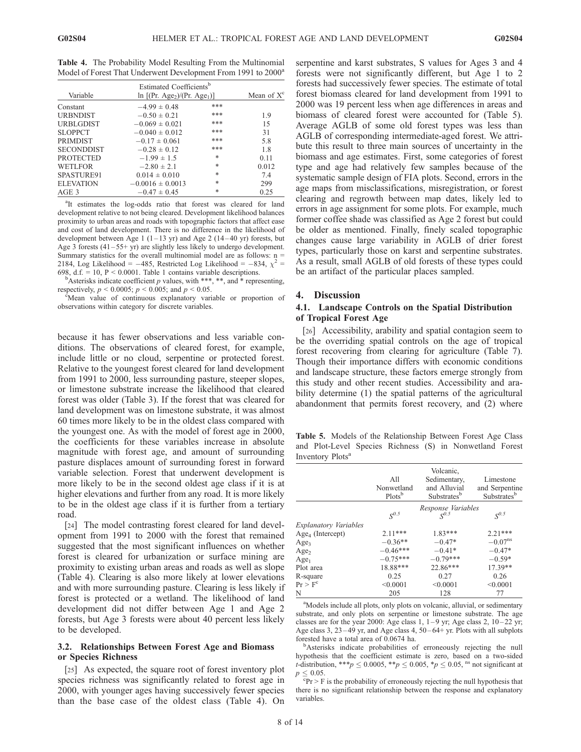**Table 4.** The Probability Model Resulting From the Multinomial Model of Forest That Underwent Development From 1991 to 2000[a]

| Variable | Estimated Coefficients[b] ln [(Pr. Age$_2$)/(Pr. Age$_1$)] | | Mean of X[c] |
|---|---|---|---|
| Constant | $-4.99 \pm 0.48$ | *** | |
| URBNDIST | $-0.50 \pm 0.21$ | *** | 1.9 |
| URBLGDIST | $-0.069 \pm 0.021$ | *** | 15 |
| SLOPPCT | $-0.040 \pm 0.012$ | *** | 31 |
| PRIMDIST | $-0.17 \pm 0.061$ | *** | 5.8 |
| SECONDDIST | $-0.28 \pm 0.12$ | *** | 1.8 |
| PROTECTED | $-1.99 \pm 1.5$ | * | 0.11 |
| WETLFOR | $-2.80 \pm 2.1$ | * | 0.012 |
| SPASTURE91 | $0.014 \pm 0.010$ | * | 7.4 |
| ELEVATION | $-0.0016 \pm 0.0013$ | * | 299 |
| AGE 3 | $-0.47 \pm 0.45$ | * | 0.25 |

[a]It estimates the log-odds ratio that forest was cleared for land development relative to not being cleared. Development likelihood balances proximity to urban areas and roads with topographic factors that affect ease and cost of land development. There is no difference in the likelihood of development between Age 1 (1–13 yr) and Age 2 (14–40 yr) forests, but Age 3 forests (41–55+ yr) are slightly less likely to undergo development. Summary statistics for the overall multinomial model are as follows: n = 2184, Log Likelihood = −485, Restricted Log Likelihood = −834, $\chi^2$ = 698, d.f. = 10, P < 0.0001. Table 1 contains variable descriptions.

[b]Asterisks indicate coefficient *p* values, with ***, **, and * representing, respectively, $p < 0.0005$; $p < 0.005$; and $p < 0.05$.

[c]Mean value of continuous explanatory variable or proportion of observations within category for discrete variables.

because it has fewer observations and less variable conditions. The observations of cleared forest, for example, include little or no cloud, serpentine or protected forest. Relative to the youngest forest cleared for land development from 1991 to 2000, less surrounding pasture, steeper slopes, or limestone substrate increase the likelihood that cleared forest was older (Table 3). If the forest that was cleared for land development was on limestone substrate, it was almost 60 times more likely to be in the oldest class compared with the youngest one. As with the model of forest age in 2000, the coefficients for these variables increase in absolute magnitude with forest age, and amount of surrounding pasture displaces amount of surrounding forest in forward variable selection. Forest that underwent development is more likely to be in the second oldest age class if it is at higher elevations and further from any road. It is more likely to be in the oldest age class if it is further from a tertiary road.

[24] The model contrasting forest cleared for land development from 1991 to 2000 with the forest that remained suggested that the most significant influences on whether forest is cleared for urbanization or surface mining are proximity to existing urban areas and roads as well as slope (Table 4). Clearing is also more likely at lower elevations and with more surrounding pasture. Clearing is less likely if forest is protected or a wetland. The likelihood of land development did not differ between Age 1 and Age 2 forests, but Age 3 forests were about 40 percent less likely to be developed.

### 3.2. Relationships Between Forest Age and Biomass or Species Richness

[25] As expected, the square root of forest inventory plot species richness was significantly related to forest age in 2000, with younger ages having successively fewer species than the base case of the oldest class (Table 4). On serpentine and karst substrates, S values for Ages 3 and 4 forests were not significantly different, but Age 1 to 2 forests had successively fewer species. The estimate of total forest biomass cleared for land development from 1991 to 2000 was 19 percent less when age differences in areas and biomass of cleared forest were accounted for (Table 5). Average AGLB of some old forest types was less than AGLB of corresponding intermediate-aged forest. We attribute this result to three main sources of uncertainty in the biomass and age estimates. First, some categories of forest type and age had relatively few samples because of the systematic sample design of FIA plots. Second, errors in the age maps from misclassifications, misregistration, or forest clearing and regrowth between map dates, likely led to errors in age assignment for some plots. For example, much former coffee shade was classified as Age 2 forest but could be older as mentioned. Finally, finely scaled topographic changes cause large variability in AGLB of drier forest types, particularly those on karst and serpentine substrates. As a result, small AGLB of old forests of these types could be an artifact of the particular places sampled.

## 4. Discussion

### 4.1. Landscape Controls on the Spatial Distribution of Tropical Forest Age

[26] Accessibility, arability and spatial contagion seem to be the overriding spatial controls on the age of tropical forest recovering from clearing for agriculture (Table 7). Though their importance differs with economic conditions and landscape structure, these factors emerge strongly from this study and other recent studies. Accessibility and arability determine (1) the spatial patterns of the agricultural abandonment that permits forest recovery, and (2) where

**Table 5.** Models of the Relationship Between Forest Age Class and Plot-Level Species Richness (S) in Nonwetland Forest Inventory Plots[a]

| | All Nonwetland Plots[b] | Volcanic, Sedimentary, and Alluvial Substrates[b] | Limestone and Serpentine Substrates[b] |
|---|---|---|---|
| | *Response Variables* | | |
| | $S^{0.5}$ | $S^{0.5}$ | $S^{0.5}$ |
| *Explanatory Variables* | | | |
| Age$_4$ (Intercept) | 2.11*** | 1.83*** | 2.21*** |
| Age$_3$ | −0.36** | −0.47* | −0.07[ns] |
| Age$_2$ | −0.46*** | −0.41* | −0.47* |
| Age$_1$ | −0.75*** | −0.79*** | −0.59* |
| Plot area | 18.88*** | 22.86*** | 17.39** |
| R-square | 0.25 | 0.27 | 0.26 |
| Pr > F[c] | <0.0001 | <0.0001 | <0.0001 |
| N | 205 | 128 | 77 |

[a]Models include all plots, only plots on volcanic, alluvial, or sedimentary substrate, and only plots on serpentine or limestone substrate. The age classes are for the year 2000: Age class 1, 1–9 yr; Age class 2, 10–22 yr; Age class 3, 23–49 yr, and Age class 4, 50–64+ yr. Plots with all subplots forested have a total area of 0.0674 ha.

[b]Asterisks indicate probabilities of erroneously rejecting the null hypothesis that the coefficient estimate is zero, based on a two-sided *t*-distribution, ***$p \leq 0.0005$, **$p \leq 0.005$, *$p \leq 0.05$, [ns] not significant at $p \leq 0.05$.

[c]Pr > F is the probability of erroneously rejecting the null hypothesis that there is no significant relationship between the response and explanatory variables.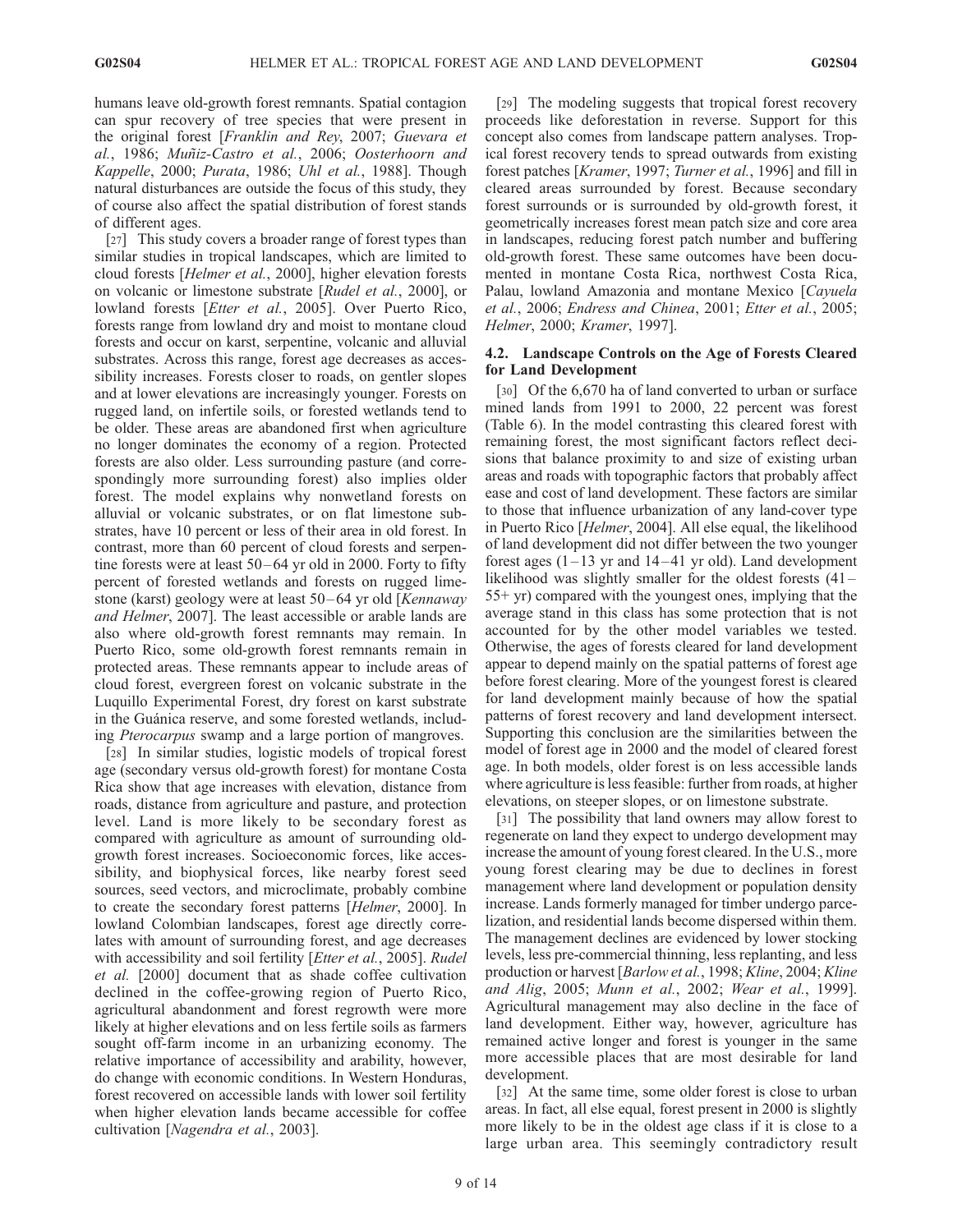humans leave old-growth forest remnants. Spatial contagion can spur recovery of tree species that were present in the original forest [*Franklin and Rey*, 2007; *Guevara et al.*, 1986; *Muñiz-Castro et al.*, 2006; *Oosterhoorn and Kappelle*, 2000; *Purata*, 1986; *Uhl et al.*, 1988]. Though natural disturbances are outside the focus of this study, they of course also affect the spatial distribution of forest stands of different ages.

[27] This study covers a broader range of forest types than similar studies in tropical landscapes, which are limited to cloud forests [*Helmer et al.*, 2000], higher elevation forests on volcanic or limestone substrate [*Rudel et al.*, 2000], or lowland forests [*Etter et al.*, 2005]. Over Puerto Rico, forests range from lowland dry and moist to montane cloud forests and occur on karst, serpentine, volcanic and alluvial substrates. Across this range, forest age decreases as accessibility increases. Forests closer to roads, on gentler slopes and at lower elevations are increasingly younger. Forests on rugged land, on infertile soils, or forested wetlands tend to be older. These areas are abandoned first when agriculture no longer dominates the economy of a region. Protected forests are also older. Less surrounding pasture (and correspondingly more surrounding forest) also implies older forest. The model explains why nonwetland forests on alluvial or volcanic substrates, or on flat limestone substrates, have 10 percent or less of their area in old forest. In contrast, more than 60 percent of cloud forests and serpentine forests were at least 50–64 yr old in 2000. Forty to fifty percent of forested wetlands and forests on rugged limestone (karst) geology were at least 50–64 yr old [*Kennaway and Helmer*, 2007]. The least accessible or arable lands are also where old-growth forest remnants may remain. In Puerto Rico, some old-growth forest remnants remain in protected areas. These remnants appear to include areas of cloud forest, evergreen forest on volcanic substrate in the Luquillo Experimental Forest, dry forest on karst substrate in the Guánica reserve, and some forested wetlands, including *Pterocarpus* swamp and a large portion of mangroves.

[28] In similar studies, logistic models of tropical forest age (secondary versus old-growth forest) for montane Costa Rica show that age increases with elevation, distance from roads, distance from agriculture and pasture, and protection level. Land is more likely to be secondary forest as compared with agriculture as amount of surrounding old-growth forest increases. Socioeconomic forces, like accessibility, and biophysical forces, like nearby forest seed sources, seed vectors, and microclimate, probably combine to create the secondary forest patterns [*Helmer*, 2000]. In lowland Colombian landscapes, forest age directly correlates with amount of surrounding forest, and age decreases with accessibility and soil fertility [*Etter et al.*, 2005]. *Rudel et al.* [2000] document that as shade coffee cultivation declined in the coffee-growing region of Puerto Rico, agricultural abandonment and forest regrowth were more likely at higher elevations and on less fertile soils as farmers sought off-farm income in an urbanizing economy. The relative importance of accessibility and arability, however, do change with economic conditions. In Western Honduras, forest recovered on accessible lands with lower soil fertility when higher elevation lands became accessible for coffee cultivation [*Nagendra et al.*, 2003].

[29] The modeling suggests that tropical forest recovery proceeds like deforestation in reverse. Support for this concept also comes from landscape pattern analyses. Tropical forest recovery tends to spread outwards from existing forest patches [*Kramer*, 1997; *Turner et al.*, 1996] and fill in cleared areas surrounded by forest. Because secondary forest surrounds or is surrounded by old-growth forest, it geometrically increases forest mean patch size and core area in landscapes, reducing forest patch number and buffering old-growth forest. These same outcomes have been documented in montane Costa Rica, northwest Costa Rica, Palau, lowland Amazonia and montane Mexico [*Cayuela et al.*, 2006; *Endress and Chinea*, 2001; *Etter et al.*, 2005; *Helmer*, 2000; *Kramer*, 1997].

### 4.2. Landscape Controls on the Age of Forests Cleared for Land Development

[30] Of the 6,670 ha of land converted to urban or surface mined lands from 1991 to 2000, 22 percent was forest (Table 6). In the model contrasting this cleared forest with remaining forest, the most significant factors reflect decisions that balance proximity to and size of existing urban areas and roads with topographic factors that probably affect ease and cost of land development. These factors are similar to those that influence urbanization of any land-cover type in Puerto Rico [*Helmer*, 2004]. All else equal, the likelihood of land development did not differ between the two younger forest ages (1–13 yr and 14–41 yr old). Land development likelihood was slightly smaller for the oldest forests (41–55+ yr) compared with the youngest ones, implying that the average stand in this class has some protection that is not accounted for by the other model variables we tested. Otherwise, the ages of forests cleared for land development appear to depend mainly on the spatial patterns of forest age before forest clearing. More of the youngest forest is cleared for land development mainly because of how the spatial patterns of forest recovery and land development intersect. Supporting this conclusion are the similarities between the model of forest age in 2000 and the model of cleared forest age. In both models, older forest is on less accessible lands where agriculture is less feasible: further from roads, at higher elevations, on steeper slopes, or on limestone substrate.

[31] The possibility that land owners may allow forest to regenerate on land they expect to undergo development may increase the amount of young forest cleared. In the U.S., more young forest clearing may be due to declines in forest management where land development or population density increase. Lands formerly managed for timber undergo parcelization, and residential lands become dispersed within them. The management declines are evidenced by lower stocking levels, less pre-commercial thinning, less replanting, and less production or harvest [*Barlow et al.*, 1998; *Kline*, 2004; *Kline and Alig*, 2005; *Munn et al.*, 2002; *Wear et al.*, 1999]. Agricultural management may also decline in the face of land development. Either way, however, agriculture has remained active longer and forest is younger in the same more accessible places that are most desirable for land development.

[32] At the same time, some older forest is close to urban areas. In fact, all else equal, forest present in 2000 is slightly more likely to be in the oldest age class if it is close to a large urban area. This seemingly contradictory result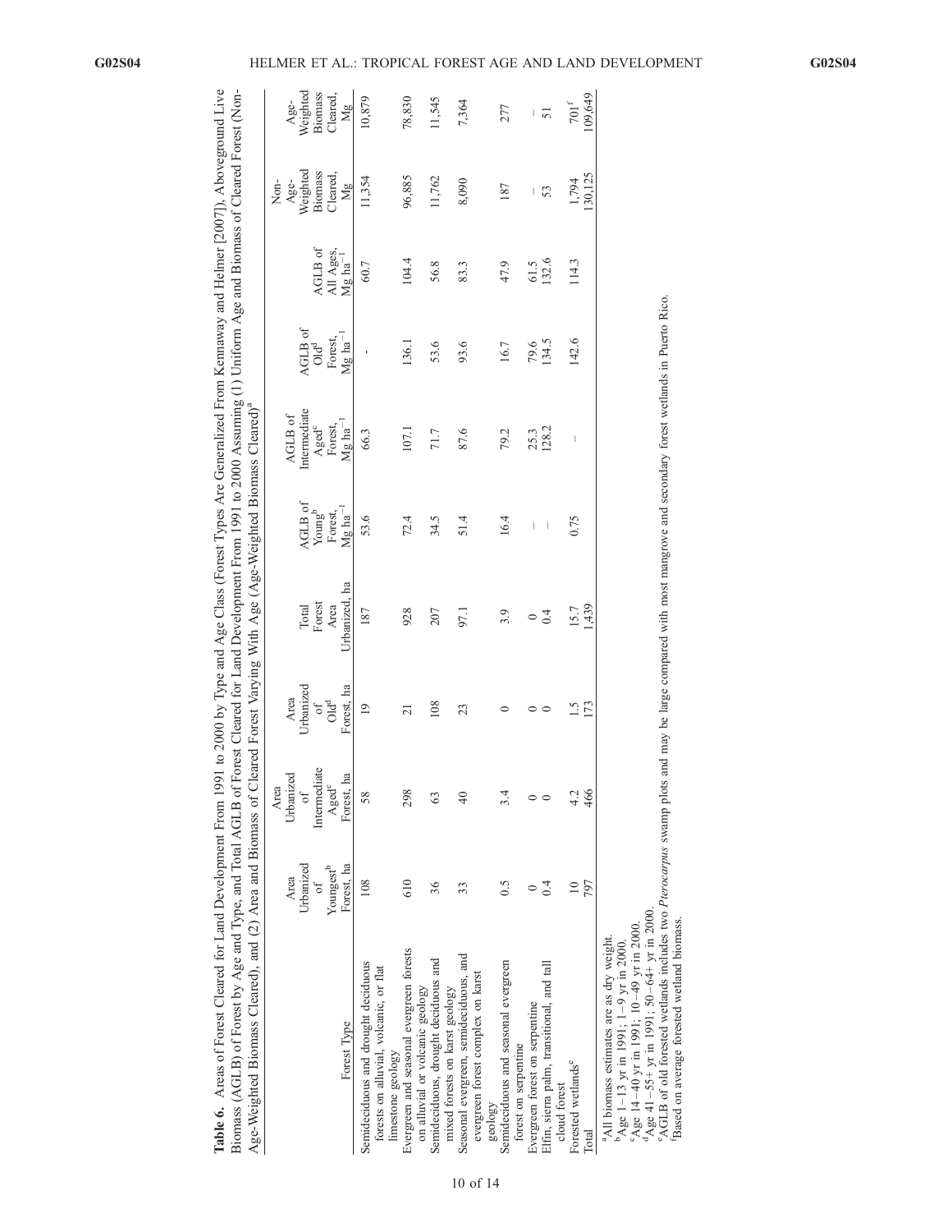**Table 6.** Areas of Forest Cleared for Land Development From 1991 to 2000 by Type and Age Class (Forest Types Are Generalized From Kennaway and Helmer [2007]), Aboveground Live Biomass (AGLB) of Forest by Age and Type, and Total AGLB of Forest Cleared for Land Development From 1991 to 2000 Assuming (1) Uniform Age and Biomass of Cleared Forest (Non-Age-Weighted Biomass Cleared), and (2) Area and Biomass of Cleared Forest Varying With Age (Age-Weighted Biomass Cleared)[a]

| Forest Type | Area Urbanized of Youngest[b] Forest, ha | Area Urbanized of Intermediate Aged[c] Forest, ha | Area Urbanized of Old[d] Forest, ha | Total Forest Area Urbanized, ha | AGLB of Young[b] Forest, Mg ha$^{-1}$ | AGLB of Intermediate Aged[c] Forest, Mg ha$^{-1}$ | AGLB of Old[d] Forest, Mg ha$^{-1}$ | AGLB of All Ages, Mg ha$^{-1}$ | Non-Age-Weighted Biomass Cleared, Mg | Age-Weighted Biomass Cleared, Mg |
|---|---|---|---|---|---|---|---|---|---|---|
| Semideciduous and drought deciduous forests on alluvial, volcanic, or flat limestone geology | 108 | 58 | 19 | 187 | 53.6 | 66.3 | - | 60.7 | 11,354 | 10,879 |
| Evergreen and seasonal evergreen forests on alluvial or volcanic geology | 610 | 298 | 21 | 928 | 72.4 | 107.1 | 136.1 | 104.4 | 96,885 | 78,830 |
| Semideciduous, drought deciduous and mixed forests on karst geology | 36 | 63 | 108 | 207 | 34.5 | 71.7 | 53.6 | 56.8 | 11,762 | 11,545 |
| Seasonal evergreen, semideciduous, and evergreen forest complex on karst geology | 33 | 40 | 23 | 97.1 | 51.4 | 87.6 | 93.6 | 83.3 | 8,090 | 7,364 |
| Semideciduous and seasonal evergreen forest on serpentine | 0.5 | 3.4 | 0 | 3.9 | 16.4 | 79.2 | 16.7 | 47.9 | 187 | 277 |
| Evergreen forest on serpentine | 0 | 0 | 0 | 0 | – | 25.3 | 79.6 | 61.5 | – | – |
| Elfin, sierra palm, transitional, and tall cloud forest | 0.4 | 0 | 0 | 0.4 | – | 128.2 | 134.5 | 132.6 | 53 | 51 |
| Forested wetlands[e] | 10 | 4.2 | 1.5 | 15.7 | 0.75 | – | 142.6 | 114.3 | 1,794 | 701[f] |
| Total | 797 | 466 | 173 | 1,439 | | | | | 130,125 | 109,649 |

[a]All biomass estimates are as dry weight.
[b]Age 1–13 yr in 1991; 1–9 yr in 2000.
[c]Age 14–40 yr in 1991; 10–49 yr in 2000.
[d]Age 41–55+ yr in 1991; 50–64+ yr in 2000.
[e]AGLB of old forested wetlands includes two *Pterocarpus* swamp plots and may be large compared with most mangrove and secondary forest wetlands in Puerto Rico.
[f]Based on average forested wetland biomass.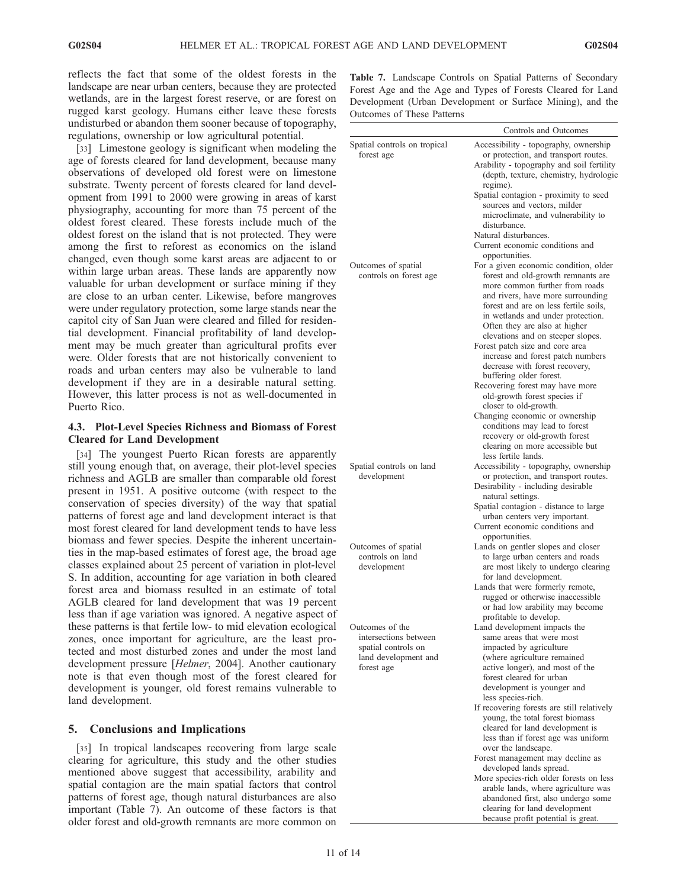reflects the fact that some of the oldest forests in the landscape are near urban centers, because they are protected wetlands, are in the largest forest reserve, or are forest on rugged karst geology. Humans either leave these forests undisturbed or abandon them sooner because of topography, regulations, ownership or low agricultural potential.

[33] Limestone geology is significant when modeling the age of forests cleared for land development, because many observations of developed old forest were on limestone substrate. Twenty percent of forests cleared for land development from 1991 to 2000 were growing in areas of karst physiography, accounting for more than 75 percent of the oldest forest cleared. These forests include much of the oldest forest on the island that is not protected. They were among the first to reforest as economics on the island changed, even though some karst areas are adjacent to or within large urban areas. These lands are apparently now valuable for urban development or surface mining if they are close to an urban center. Likewise, before mangroves were under regulatory protection, some large stands near the capitol city of San Juan were cleared and filled for residential development. Financial profitability of land development may be much greater than agricultural profits ever were. Older forests that are not historically convenient to roads and urban centers may also be vulnerable to land development if they are in a desirable natural setting. However, this latter process is not as well-documented in Puerto Rico.

### 4.3. Plot-Level Species Richness and Biomass of Forest Cleared for Land Development

[34] The youngest Puerto Rican forests are apparently still young enough that, on average, their plot-level species richness and AGLB are smaller than comparable old forest present in 1951. A positive outcome (with respect to the conservation of species diversity) of the way that spatial patterns of forest age and land development interact is that most forest cleared for land development tends to have less biomass and fewer species. Despite the inherent uncertainties in the map-based estimates of forest age, the broad age classes explained about 25 percent of variation in plot-level S. In addition, accounting for age variation in both cleared forest area and biomass resulted in an estimate of total AGLB cleared for land development that was 19 percent less than if age variation was ignored. A negative aspect of these patterns is that fertile low- to mid elevation ecological zones, once important for agriculture, are the least protected and most disturbed zones and under the most land development pressure [*Helmer*, 2004]. Another cautionary note is that even though most of the forest cleared for development is younger, old forest remains vulnerable to land development.

## 5. Conclusions and Implications

[35] In tropical landscapes recovering from large scale clearing for agriculture, this study and the other studies mentioned above suggest that accessibility, arability and spatial contagion are the main spatial factors that control patterns of forest age, though natural disturbances are also important (Table 7). An outcome of these factors is that older forest and old-growth remnants are more common on

**Table 7.** Landscape Controls on Spatial Patterns of Secondary Forest Age and the Age and Types of Forests Cleared for Land Development (Urban Development or Surface Mining), and the Outcomes of These Patterns

| | Controls and Outcomes |
|---|---|
| Spatial controls on tropical forest age | Accessibility - topography, ownership or protection, and transport routes. |
| | Arability - topography and soil fertility (depth, texture, chemistry, hydrologic regime). |
| | Spatial contagion - proximity to seed sources and vectors, milder microclimate, and vulnerability to disturbance. |
| | Natural disturbances. |
| | Current economic conditions and opportunities. |
| Outcomes of spatial controls on forest age | For a given economic condition, older forest and old-growth remnants are more common further from roads and rivers, have more surrounding forest and are on less fertile soils, in wetlands and under protection. Often they are also at higher elevations and on steeper slopes. |
| | Forest patch size and core area increase and forest patch numbers decrease with forest recovery, buffering older forest. |
| | Recovering forest may have more old-growth forest species if closer to old-growth. |
| | Changing economic or ownership conditions may lead to forest recovery or old-growth forest clearing on more accessible but less fertile lands. |
| Spatial controls on land development | Accessibility - topography, ownership or protection, and transport routes. |
| | Desirability - including desirable natural settings. |
| | Spatial contagion - distance to large urban centers very important. |
| | Current economic conditions and opportunities. |
| Outcomes of spatial controls on land development | Lands on gentler slopes and closer to large urban centers and roads are most likely to undergo clearing for land development. |
| | Lands that were formerly remote, rugged or otherwise inaccessible or had low arability may become profitable to develop. |
| Outcomes of the intersections between spatial controls on land development and forest age | Land development impacts the same areas that were most impacted by agriculture (where agriculture remained active longer), and most of the forest cleared for urban development is younger and less species-rich. |
| | If recovering forests are still relatively young, the total forest biomass cleared for land development is less than if forest age was uniform over the landscape. |
| | Forest management may decline as developed lands spread. |
| | More species-rich older forests on less arable lands, where agriculture was abandoned first, also undergo some clearing for land development because profit potential is great. |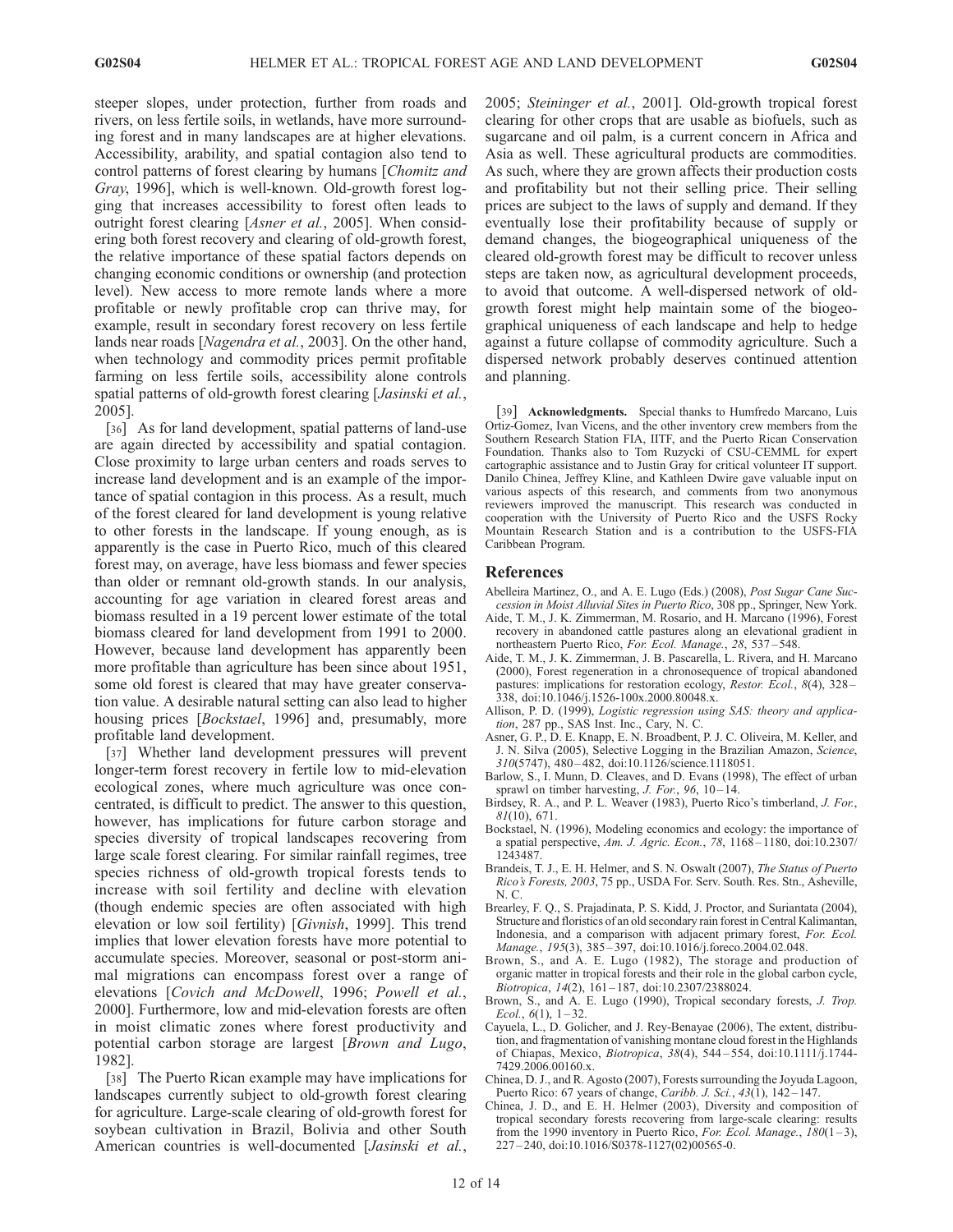steeper slopes, under protection, further from roads and rivers, on less fertile soils, in wetlands, have more surrounding forest and in many landscapes are at higher elevations. Accessibility, arability, and spatial contagion also tend to control patterns of forest clearing by humans [*Chomitz and Gray*, 1996], which is well-known. Old-growth forest logging that increases accessibility to forest often leads to outright forest clearing [*Asner et al.*, 2005]. When considering both forest recovery and clearing of old-growth forest, the relative importance of these spatial factors depends on changing economic conditions or ownership (and protection level). New access to more remote lands where a more profitable or newly profitable crop can thrive may, for example, result in secondary forest recovery on less fertile lands near roads [*Nagendra et al.*, 2003]. On the other hand, when technology and commodity prices permit profitable farming on less fertile soils, accessibility alone controls spatial patterns of old-growth forest clearing [*Jasinski et al.*, 2005].

[36] As for land development, spatial patterns of land-use are again directed by accessibility and spatial contagion. Close proximity to large urban centers and roads serves to increase land development and is an example of the importance of spatial contagion in this process. As a result, much of the forest cleared for land development is young relative to other forests in the landscape. If young enough, as is apparently is the case in Puerto Rico, much of this cleared forest may, on average, have less biomass and fewer species than older or remnant old-growth stands. In our analysis, accounting for age variation in cleared forest areas and biomass resulted in a 19 percent lower estimate of the total biomass cleared for land development from 1991 to 2000. However, because land development has apparently been more profitable than agriculture has been since about 1951, some old forest is cleared that may have greater conservation value. A desirable natural setting can also lead to higher housing prices [*Bockstael*, 1996] and, presumably, more profitable land development.

[37] Whether land development pressures will prevent longer-term forest recovery in fertile low to mid-elevation ecological zones, where much agriculture was once concentrated, is difficult to predict. The answer to this question, however, has implications for future carbon storage and species diversity of tropical landscapes recovering from large scale forest clearing. For similar rainfall regimes, tree species richness of old-growth tropical forests tends to increase with soil fertility and decline with elevation (though endemic species are often associated with high elevation or low soil fertility) [*Givnish*, 1999]. This trend implies that lower elevation forests have more potential to accumulate species. Moreover, seasonal or post-storm animal migrations can encompass forest over a range of elevations [*Covich and McDowell*, 1996; *Powell et al.*, 2000]. Furthermore, low and mid-elevation forests are often in moist climatic zones where forest productivity and potential carbon storage are largest [*Brown and Lugo*, 1982].

[38] The Puerto Rican example may have implications for landscapes currently subject to old-growth forest clearing for agriculture. Large-scale clearing of old-growth forest for soybean cultivation in Brazil, Bolivia and other South American countries is well-documented [*Jasinski et al.*, 2005; *Steininger et al.*, 2001]. Old-growth tropical forest clearing for other crops that are usable as biofuels, such as sugarcane and oil palm, is a current concern in Africa and Asia as well. These agricultural products are commodities. As such, where they are grown affects their production costs and profitability but not their selling price. Their selling prices are subject to the laws of supply and demand. If they eventually lose their profitability because of supply or demand changes, the biogeographical uniqueness of the cleared old-growth forest may be difficult to recover unless steps are taken now, as agricultural development proceeds, to avoid that outcome. A well-dispersed network of old-growth forest might help maintain some of the biogeographical uniqueness of each landscape and help to hedge against a future collapse of commodity agriculture. Such a dispersed network probably deserves continued attention and planning.

[39] **Acknowledgments.** Special thanks to Humfredo Marcano, Luis Ortiz-Gomez, Ivan Vicens, and the other inventory crew members from the Southern Research Station FIA, IITF, and the Puerto Rican Conservation Foundation. Thanks also to Tom Ruzycki of CSU-CEMML for expert cartographic assistance and to Justin Gray for critical volunteer IT support. Danilo Chinea, Jeffrey Kline, and Kathleen Dwire gave valuable input on various aspects of this research, and comments from two anonymous reviewers improved the manuscript. This research was conducted in cooperation with the University of Puerto Rico and the USFS Rocky Mountain Research Station and is a contribution to the USFS-FIA Caribbean Program.

## References

Abelleira Martinez, O., and A. E. Lugo (Eds.) (2008), *Post Sugar Cane Succession in Moist Alluvial Sites in Puerto Rico*, 308 pp., Springer, New York.

Aide, T. M., J. K. Zimmerman, M. Rosario, and H. Marcano (1996), Forest recovery in abandoned cattle pastures along an elevational gradient in northeastern Puerto Rico, *For. Ecol. Manage.*, *28*, 537–548.

Aide, T. M., J. K. Zimmerman, J. B. Pascarella, L. Rivera, and H. Marcano (2000), Forest regeneration in a chronosequence of tropical abandoned pastures: implications for restoration ecology, *Restor. Ecol.*, *8*(4), 328–338, doi:10.1046/j.1526-100x.2000.80048.x.

Allison, P. D. (1999), *Logistic regression using SAS: theory and application*, 287 pp., SAS Inst. Inc., Cary, N. C.

Asner, G. P., D. E. Knapp, E. N. Broadbent, P. J. C. Oliveira, M. Keller, and J. N. Silva (2005), Selective Logging in the Brazilian Amazon, *Science*, *310*(5747), 480–482, doi:10.1126/science.1118051.

Barlow, S., I. Munn, D. Cleaves, and D. Evans (1998), The effect of urban sprawl on timber harvesting, *J. For.*, *96*, 10–14.

Birdsey, R. A., and P. L. Weaver (1983), Puerto Rico's timberland, *J. For.*, *81*(10), 671.

Bockstael, N. (1996), Modeling economics and ecology: the importance of a spatial perspective, *Am. J. Agric. Econ.*, *78*, 1168–1180, doi:10.2307/1243487.

Brandeis, T. J., E. H. Helmer, and S. N. Oswalt (2007), *The Status of Puerto Rico's Forests, 2003*, 75 pp., USDA For. Serv. South. Res. Stn., Asheville, N. C.

Brearley, F. Q., S. Prajadinata, P. S. Kidd, J. Proctor, and Suriantata (2004), Structure and floristics of an old secondary rain forest in Central Kalimantan, Indonesia, and a comparison with adjacent primary forest, *For. Ecol. Manage.*, *195*(3), 385–397, doi:10.1016/j.foreco.2004.02.048.

Brown, S., and A. E. Lugo (1982), The storage and production of organic matter in tropical forests and their role in the global carbon cycle, *Biotropica*, *14*(2), 161–187, doi:10.2307/2388024.

Brown, S., and A. E. Lugo (1990), Tropical secondary forests, *J. Trop. Ecol.*, *6*(1), 1–32.

Cayuela, L., D. Golicher, and J. Rey-Benayae (2006), The extent, distribution, and fragmentation of vanishing montane cloud forest in the Highlands of Chiapas, Mexico, *Biotropica*, *38*(4), 544–554, doi:10.1111/j.1744-7429.2006.00160.x.

Chinea, D. J., and R. Agosto (2007), Forests surrounding the Joyuda Lagoon, Puerto Rico: 67 years of change, *Caribb. J. Sci.*, *43*(1), 142–147.

Chinea, J. D., and E. H. Helmer (2003), Diversity and composition of tropical secondary forests recovering from large-scale clearing: results from the 1990 inventory in Puerto Rico, *For. Ecol. Manage.*, *180*(1–3), 227–240, doi:10.1016/S0378-1127(02)00565-0.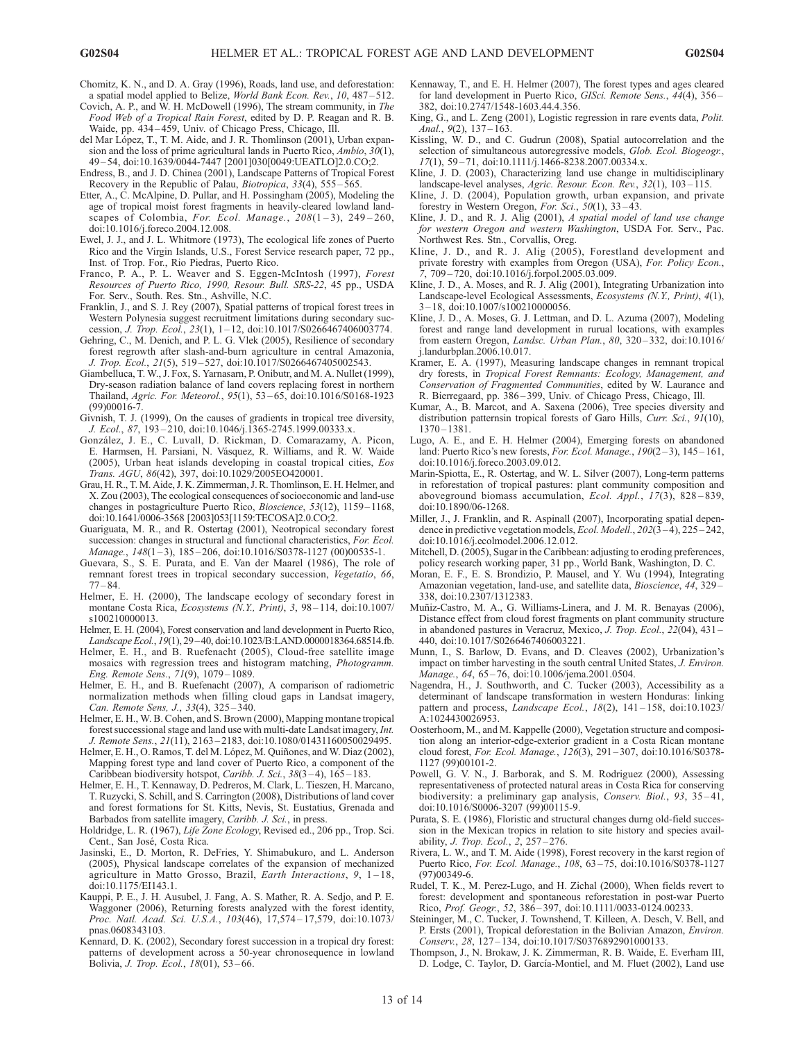Chomitz, K. N., and D. A. Gray (1996), Roads, land use, and deforestation: a spatial model applied to Belize, *World Bank Econ. Rev.*, *10*, 487–512.

Covich, A. P., and W. H. McDowell (1996), The stream community, in *The Food Web of a Tropical Rain Forest*, edited by D. P. Reagan and R. B. Waide, pp. 434–459, Univ. of Chicago Press, Chicago, Ill.

del Mar López, T., T. M. Aide, and J. R. Thomlinson (2001), Urban expansion and the loss of prime agricultural lands in Puerto Rico, *Ambio*, *30*(1), 49–54, doi:10.1639/0044-7447 [2001]030[0049:UEATLO]2.0.CO;2.

Endress, B., and J. D. Chinea (2001), Landscape Patterns of Tropical Forest Recovery in the Republic of Palau, *Biotropica*, *33*(4), 555–565.

Etter, A., C. McAlpine, D. Pullar, and H. Possingham (2005), Modeling the age of tropical moist forest fragments in heavily-cleared lowland landscapes of Colombia, *For. Ecol. Manage.*, *208*(1–3), 249–260, doi:10.1016/j.foreco.2004.12.008.

Ewel, J. J., and J. L. Whitmore (1973), The ecological life zones of Puerto Rico and the Virgin Islands, U.S., Forest Service research paper, 72 pp., Inst. of Trop. For., Rio Piedras, Puerto Rico.

Franco, P. A., P. L. Weaver and S. Eggen-McIntosh (1997), *Forest Resources of Puerto Rico, 1990, Resour. Bull. SRS-22*, 45 pp., USDA For. Serv., South. Res. Stn., Ashville, N.C.

Franklin, J., and S. J. Rey (2007), Spatial patterns of tropical forest trees in Western Polynesia suggest recruitment limitations during secondary succession, *J. Trop. Ecol.*, *23*(1), 1–12, doi:10.1017/S0266467406003774.

Gehring, C., M. Denich, and P. L. G. Vlek (2005), Resilience of secondary forest regrowth after slash-and-burn agriculture in central Amazonia, *J. Trop. Ecol.*, *21*(5), 519–527, doi:10.1017/S0266467405002543.

Giambelluca, T. W., J. Fox, S. Yarnasarn, P. Onibutr, and M. A. Nullet (1999), Dry-season radiation balance of land covers replacing forest in northern Thailand, *Agric. For. Meteorol.*, *95*(1), 53–65, doi:10.1016/S0168-1923 (99)00016-7.

Givnish, T. J. (1999), On the causes of gradients in tropical tree diversity, *J. Ecol.*, *87*, 193–210, doi:10.1046/j.1365-2745.1999.00333.x.

González, J. E., C. Luvall, D. Rickman, D. Comarazamy, A. Picon, E. Harmsen, H. Parsiani, N. Vásquez, R. Williams, and R. W. Waide (2005), Urban heat islands developing in coastal tropical cities, *Eos Trans. AGU*, *86*(42), 397, doi:10.1029/2005EO420001.

Grau, H. R., T. M. Aide, J. K. Zimmerman, J. R. Thomlinson, E. H. Helmer, and X. Zou (2003), The ecological consequences of socioeconomic and land-use changes in postagriculture Puerto Rico, *Bioscience*, *53*(12), 1159–1168, doi:10.1641/0006-3568 [2003]053[1159:TECOSA]2.0.CO;2.

Guariguata, M. R., and R. Ostertag (2001), Neotropical secondary forest succession: changes in structural and functional characteristics, *For. Ecol. Manage.*, *148*(1–3), 185–206, doi:10.1016/S0378-1127 (00)00535-1.

Guevara, S., S. E. Purata, and E. Van der Maarel (1986), The role of remnant forest trees in tropical secondary succession, *Vegetatio*, *66*, 77–84.

Helmer, E. H. (2000), The landscape ecology of secondary forest in montane Costa Rica, *Ecosystems (N.Y., Print)*, *3*, 98–114, doi:10.1007/s100210000013.

Helmer, E. H. (2004), Forest conservation and land development in Puerto Rico, *Landscape Ecol.*, *19*(1), 29–40, doi:10.1023/B:LAND.0000018364.68514.fb.

Helmer, E. H., and B. Ruefenacht (2005), Cloud-free satellite image mosaics with regression trees and histogram matching, *Photogramm. Eng. Remote Sens.*, *71*(9), 1079–1089.

Helmer, E. H., and B. Ruefenacht (2007), A comparison of radiometric normalization methods when filling cloud gaps in Landsat imagery, *Can. Remote Sens, J.*, *33*(4), 325–340.

Helmer, E. H., W. B. Cohen, and S. Brown (2000), Mapping montane tropical forest successional stage and land use with multi-date Landsat imagery, *Int. J. Remote Sens.*, *21*(11), 2163–2183, doi:10.1080/01431160050029495.

Helmer, E. H., O. Ramos, T. del M. López, M. Quiñones, and W. Diaz (2002), Mapping forest type and land cover of Puerto Rico, a component of the Caribbean biodiversity hotspot, *Caribb. J. Sci.*, *38*(3–4), 165–183.

Helmer, E. H., T. Kennaway, D. Pedreros, M. Clark, L. Tieszen, H. Marcano, T. Ruzycki, S. Schill, and S. Carrington (2008), Distributions of land cover and forest formations for St. Kitts, Nevis, St. Eustatius, Grenada and Barbados from satellite imagery, *Caribb. J. Sci.*, in press.

Holdridge, L. R. (1967), *Life Zone Ecology*, Revised ed., 206 pp., Trop. Sci. Cent., San José, Costa Rica.

Jasinski, E., D. Morton, R. DeFries, Y. Shimabukuro, and L. Anderson (2005), Physical landscape correlates of the expansion of mechanized agriculture in Matto Grosso, Brazil, *Earth Interactions*, *9*, 1–18, doi:10.1175/EI143.1.

Kauppi, P. E., J. H. Ausubel, J. Fang, A. S. Mather, R. A. Sedjo, and P. E. Waggoner (2006), Returning forests analyzed with the forest identity, *Proc. Natl. Acad. Sci. U.S.A.*, *103*(46), 17,574–17,579, doi:10.1073/pnas.0608343103.

Kennard, D. K. (2002), Secondary forest succession in a tropical dry forest: patterns of development across a 50-year chronosequence in lowland Bolivia, *J. Trop. Ecol.*, *18*(01), 53–66.

Kennaway, T., and E. H. Helmer (2007), The forest types and ages cleared for land development in Puerto Rico, *GISci. Remote Sens.*, *44*(4), 356–382, doi:10.2747/1548-1603.44.4.356.

King, G., and L. Zeng (2001), Logistic regression in rare events data, *Polit. Anal.*, *9*(2), 137–163.

Kissling, W. D., and G. Gudrun (2008), Spatial autocorrelation and the selection of simultaneous autoregressive models, *Glob. Ecol. Biogeogr.*, *17*(1), 59–71, doi:10.1111/j.1466-8238.2007.00334.x.

Kline, J. D. (2003), Characterizing land use change in multidisciplinary landscape-level analyses, *Agric. Resour. Econ. Rev.*, *32*(1), 103–115.

Kline, J. D. (2004), Population growth, urban expansion, and private forestry in Western Oregon, *For. Sci.*, *50*(1), 33–43.

Kline, J. D., and R. J. Alig (2001), *A spatial model of land use change for western Oregon and western Washington*, USDA For. Serv., Pac. Northwest Res. Stn., Corvallis, Oreg.

Kline, J. D., and R. J. Alig (2005), Forestland development and private forestry with examples from Oregon (USA), *For. Policy Econ.*, *7*, 709–720, doi:10.1016/j.forpol.2005.03.009.

Kline, J. D., A. Moses, and R. J. Alig (2001), Integrating Urbanization into Landscape-level Ecological Assessments, *Ecosystems (N.Y., Print)*, *4*(1), 3–18, doi:10.1007/s100210000056.

Kline, J. D., A. Moses, G. J. Lettman, and D. L. Azuma (2007), Modeling forest and range land development in rurual locations, with examples from eastern Oregon, *Landsc. Urban Plan.*, *80*, 320–332, doi:10.1016/j.landurbplan.2006.10.017.

Kramer, E. A. (1997), Measuring landscape changes in remnant tropical dry forests, in *Tropical Forest Remnants: Ecology, Management, and Conservation of Fragmented Communities*, edited by W. Laurance and R. Bierregaard, pp. 386–399, Univ. of Chicago Press, Chicago, Ill.

Kumar, A., B. Marcot, and A. Saxena (2006), Tree species diversity and distribution patternsin tropical forests of Garo Hills, *Curr. Sci.*, *91*(10), 1370–1381.

Lugo, A. E., and E. H. Helmer (2004), Emerging forests on abandoned land: Puerto Rico's new forests, *For. Ecol. Manage.*, *190*(2–3), 145–161, doi:10.1016/j.foreco.2003.09.012.

Marin-Spiotta, E., R. Ostertag, and W. L. Silver (2007), Long-term patterns in reforestation of tropical pastures: plant community composition and aboveground biomass accumulation, *Ecol. Appl.*, *17*(3), 828–839, doi:10.1890/06-1268.

Miller, J., J. Franklin, and R. Aspinall (2007), Incorporating spatial dependence in predictive vegetation models, *Ecol. Modell.*, *202*(3–4), 225–242, doi:10.1016/j.ecolmodel.2006.12.012.

Mitchell, D. (2005), Sugar in the Caribbean: adjusting to eroding preferences, policy research working paper, 31 pp., World Bank, Washington, D. C.

Moran, E. F., E. S. Brondizio, P. Mausel, and Y. Wu (1994), Integrating Amazonian vegetation, land-use, and satellite data, *Bioscience*, *44*, 329–338, doi:10.2307/1312383.

Muñiz-Castro, M. A., G. Williams-Linera, and J. M. R. Benayas (2006), Distance effect from cloud forest fragments on plant community structure in abandoned pastures in Veracruz, Mexico, *J. Trop. Ecol.*, *22*(04), 431–440, doi:10.1017/S0266467406003221.

Munn, I., S. Barlow, D. Evans, and D. Cleaves (2002), Urbanization's impact on timber harvesting in the south central United States, *J. Environ. Manage.*, *64*, 65–76, doi:10.1006/jema.2001.0504.

Nagendra, H., J. Southworth, and C. Tucker (2003), Accessibility as a determinant of landscape transformation in western Honduras: linking pattern and process, *Landscape Ecol.*, *18*(2), 141–158, doi:10.1023/A:1024430026953.

Oosterhoorn, M., and M. Kappelle (2000), Vegetation structure and composition along an interior-edge-exterior gradient in a Costa Rican montane cloud forest, *For. Ecol. Manage.*, *126*(3), 291–307, doi:10.1016/S0378-1127 (99)00101-2.

Powell, G. V. N., J. Barborak, and S. M. Rodriguez (2000), Assessing representativeness of protected natural areas in Costa Rica for conserving biodiversity: a preliminary gap analysis, *Conserv. Biol.*, *93*, 35–41, doi:10.1016/S0006-3207 (99)00115-9.

Purata, S. E. (1986), Floristic and structural changes durng old-field succession in the Mexican tropics in relation to site history and species availability, *J. Trop. Ecol.*, *2*, 257–276.

Rivera, L. W., and T. M. Aide (1998), Forest recovery in the karst region of Puerto Rico, *For. Ecol. Manage.*, *108*, 63–75, doi:10.1016/S0378-1127 (97)00349-6.

Rudel, T. K., M. Perez-Lugo, and H. Zichal (2000), When fields revert to forest: development and spontaneous reforestation in post-war Puerto Rico, *Prof. Geogr.*, *52*, 386–397, doi:10.1111/0033-0124.00233.

Steininger, M., C. Tucker, J. Townshend, T. Killeen, A. Desch, V. Bell, and P. Ersts (2001), Tropical deforestation in the Bolivian Amazon, *Environ. Conserv.*, *28*, 127–134, doi:10.1017/S0376892901000133.

Thompson, J., N. Brokaw, J. K. Zimmerman, R. B. Waide, E. Everham III, D. Lodge, C. Taylor, D. García-Montiel, and M. Fluet (2002), Land use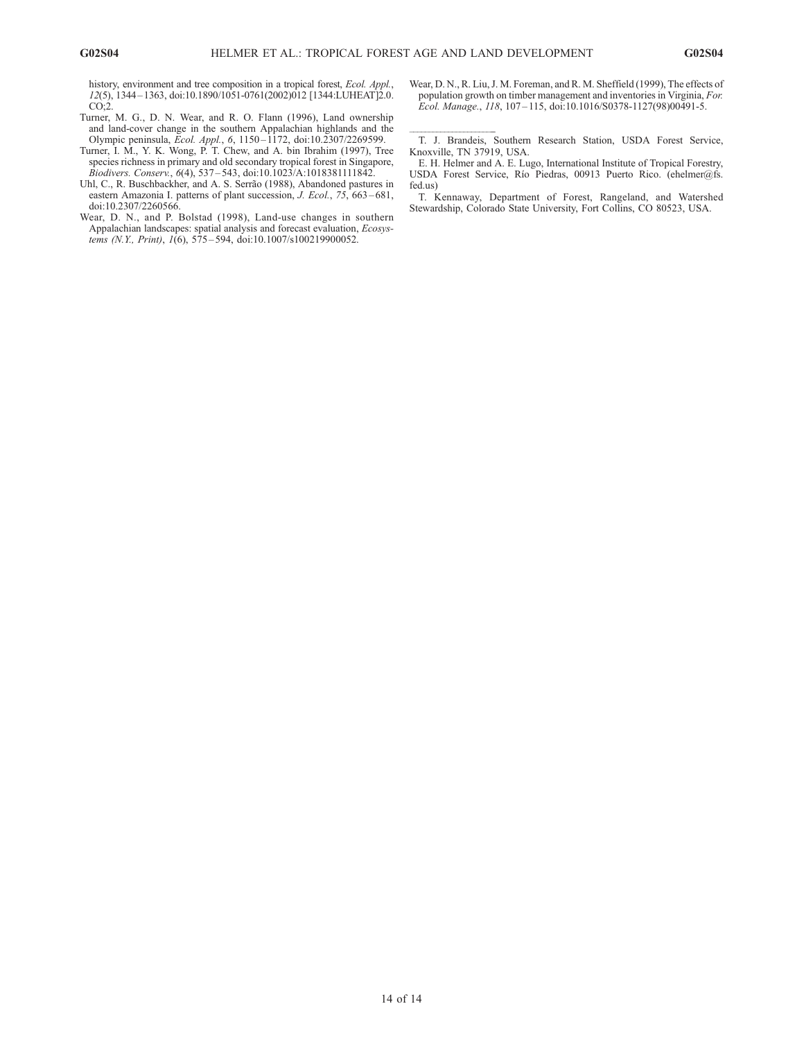history, environment and tree composition in a tropical forest, *Ecol. Appl.*, *12*(5), 1344–1363, doi:10.1890/1051-0761(2002)012 [1344:LUHEAT]2.0.CO;2.

Turner, M. G., D. N. Wear, and R. O. Flann (1996), Land ownership and land-cover change in the southern Appalachian highlands and the Olympic peninsula, *Ecol. Appl.*, *6*, 1150–1172, doi:10.2307/2269599.

Turner, I. M., Y. K. Wong, P. T. Chew, and A. bin Ibrahim (1997), Tree species richness in primary and old secondary tropical forest in Singapore, *Biodivers. Conserv.*, *6*(4), 537–543, doi:10.1023/A:1018381111842.

Uhl, C., R. Buschbackher, and A. S. Serrão (1988), Abandoned pastures in eastern Amazonia I. patterns of plant succession, *J. Ecol.*, *75*, 663–681, doi:10.2307/2260566.

Wear, D. N., and P. Bolstad (1998), Land-use changes in southern Appalachian landscapes: spatial analysis and forecast evaluation, *Ecosystems (N.Y., Print)*, *1*(6), 575–594, doi:10.1007/s100219900052.

Wear, D. N., R. Liu, J. M. Foreman, and R. M. Sheffield (1999), The effects of population growth on timber management and inventories in Virginia, *For. Ecol. Manage.*, *118*, 107–115, doi:10.1016/S0378-1127(98)00491-5.

---

T. J. Brandeis, Southern Research Station, USDA Forest Service, Knoxville, TN 37919, USA.

E. H. Helmer and A. E. Lugo, International Institute of Tropical Forestry, USDA Forest Service, Río Piedras, 00913 Puerto Rico. (ehelmer@fs.fed.us)

T. Kennaway, Department of Forest, Rangeland, and Watershed Stewardship, Colorado State University, Fort Collins, CO 80523, USA.